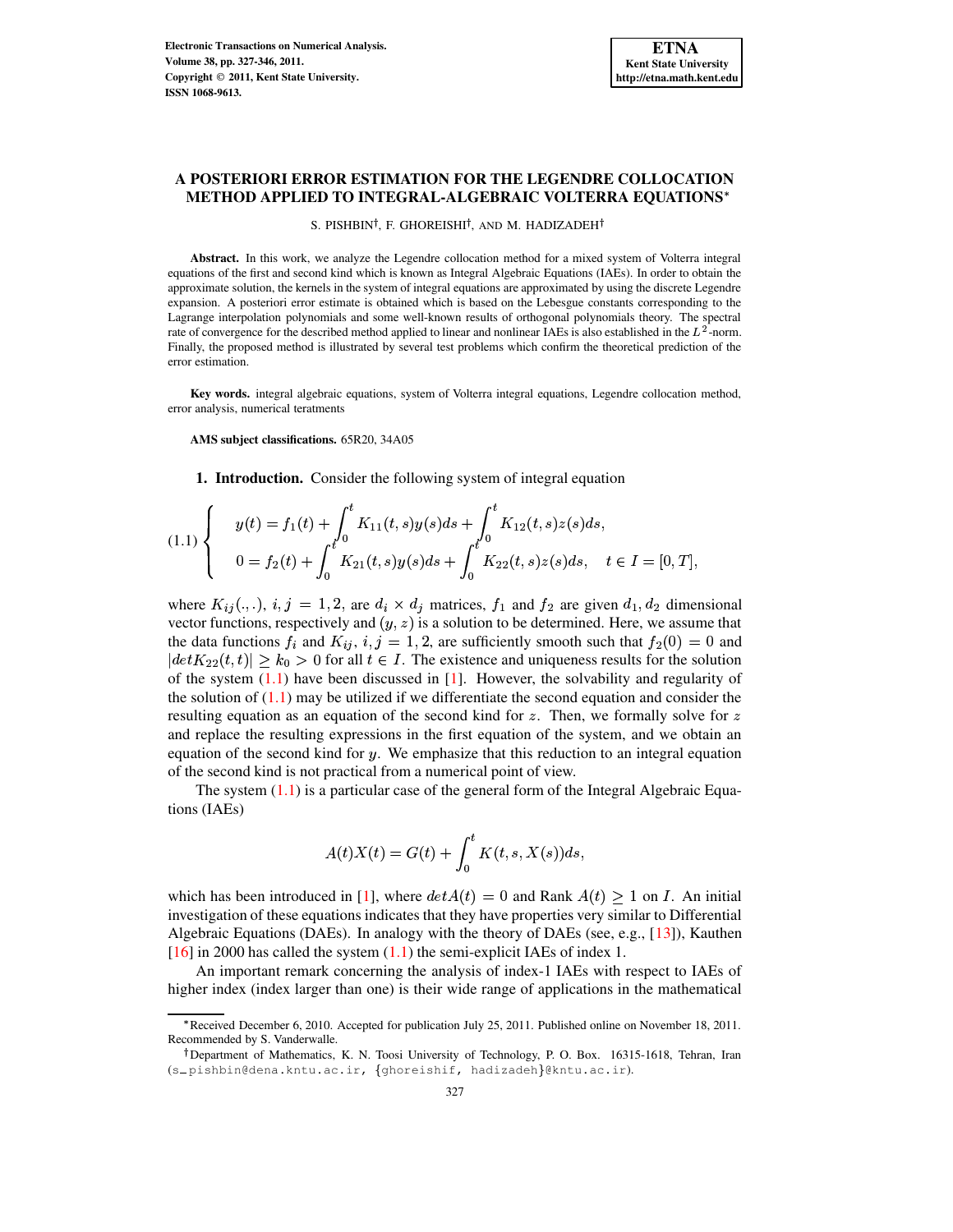# A POSTERIORI ERROR ESTIMATION FOR THE LEGENDRE COLLOCATION METHOD APPLIED TO INTEGRAL-ALGEBRAIC VOLTERRA EQUATIONS*

S. PISHBIN†, F. GHOREISHI†, AND M. HADIZADEH†

**Abstract.** In this work, we analyze the Legendre collocation method for a mixed system of Volterra integral equations of the first and second kind which is known as Integral Algebraic Equations (IAEs). In order to obtain the approximate solution, the kernels in the system of integral equations are approximated by using the discrete Legendre expansion. A posteriori error estimate is obtained which is based on the Lebesgue constants corresponding to the Lagrange interpolation polynomials and some well-known results of orthogonal polynomials theory. The spectral rate of convergence for the described method applied to linear and nonlinear IAEs is also established in the $L^2$-norm. Finally, the proposed method is illustrated by several test problems which confirm the theoretical prediction of the error estimation.

**Key words.** integral algebraic equations, system of Volterra integral equations, Legendre collocation method, error analysis, numerical teratments

**AMS subject classifications.** 65R20, 34A05

## 1. Introduction.

Consider the following system of integral equation

$$
(1.1)\quad \left\{ \begin{array}{l} y(t) = f_1(t) + \displaystyle\int_0^t K_{11}(t,s)y(s)ds + \int_0^t K_{12}(t,s)z(s)ds, \\ 0 = f_2(t) + \displaystyle\int_0^t K_{21}(t,s)y(s)ds + \int_0^t K_{22}(t,s)z(s)ds, \quad t \in I = [0,T], \end{array} \right.
$$

where $K_{ij}(.,.)$, $i,j = 1,2$, are $d_i \times d_j$ matrices, $f_1$ and $f_2$ are given $d_1, d_2$ dimensional vector functions, respectively and $(y, z)$ is a solution to be determined. Here, we assume that the data functions $f_i$ and $K_{ij}$, $i, j = 1, 2$, are sufficiently smooth such that $f_2(0) = 0$ and $|det K_{22}(t,t)| \geq k_0 > 0$ for all $t \in I$. The existence and uniqueness results for the solution of the system (1.1) have been discussed in [1]. However, the solvability and regularity of the solution of (1.1) may be utilized if we differentiate the second equation and consider the resulting equation as an equation of the second kind for $z$. Then, we formally solve for $z$ and replace the resulting expressions in the first equation of the system, and we obtain an equation of the second kind for $y$. We emphasize that this reduction to an integral equation of the second kind is not practical from a numerical point of view.

The system (1.1) is a particular case of the general form of the Integral Algebraic Equations (IAEs)

$$
A(t)X(t) = G(t) + \int_0^t K(t,s,X(s))ds,
$$

which has been introduced in [1], where $det A(t) = 0$ and Rank $A(t) \geq 1$ on $I$. An initial investigation of these equations indicates that they have properties very similar to Differential Algebraic Equations (DAEs). In analogy with the theory of DAEs (see, e.g., [13]), Kauthen [16] in 2000 has called the system (1.1) the semi-explicit IAEs of index 1.

An important remark concerning the analysis of index-1 IAEs with respect to IAEs of higher index (index larger than one) is their wide range of applications in the mathematical

---

*Received December 6, 2010. Accepted for publication July 25, 2011. Published online on November 18, 2011. Recommended by S. Vanderwalle.

†Department of Mathematics, K. N. Toosi University of Technology, P. O. Box. 16315-1618, Tehran, Iran (s_pishbin@dena.kntu.ac.ir, {ghoreishif, hadizadeh}@kntu.ac.ir).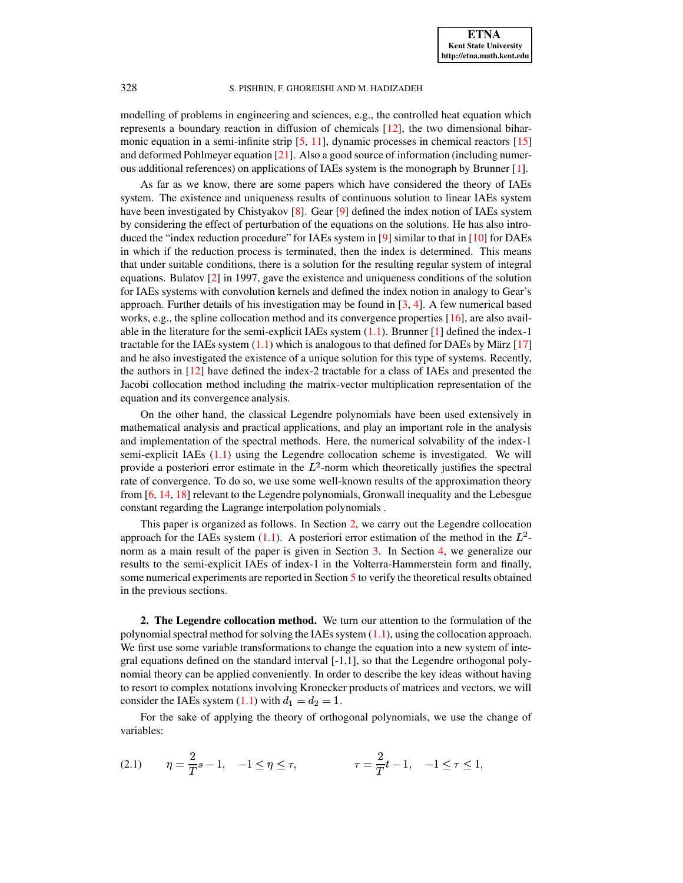modelling of problems in engineering and sciences, e.g., the controlled heat equation which represents a boundary reaction in diffusion of chemicals [12], the two dimensional biharmonic equation in a semi-infinite strip [5, 11], dynamic processes in chemical reactors [15] and deformed Pohlmeyer equation [21]. Also a good source of information (including numerous additional references) on applications of IAEs system is the monograph by Brunner [1].

As far as we know, there are some papers which have considered the theory of IAEs system. The existence and uniqueness results of continuous solution to linear IAEs system have been investigated by Chistyakov [8]. Gear [9] defined the index notion of IAEs system by considering the effect of perturbation of the equations on the solutions. He has also introduced the "index reduction procedure" for IAEs system in [9] similar to that in [10] for DAEs in which if the reduction process is terminated, then the index is determined. This means that under suitable conditions, there is a solution for the resulting regular system of integral equations. Bulatov [2] in 1997, gave the existence and uniqueness conditions of the solution for IAEs systems with convolution kernels and defined the index notion in analogy to Gear's approach. Further details of his investigation may be found in [3, 4]. A few numerical based works, e.g., the spline collocation method and its convergence properties [16], are also available in the literature for the semi-explicit IAEs system (1.1). Brunner [1] defined the index-1 tractable for the IAEs system (1.1) which is analogous to that defined for DAEs by März [17] and he also investigated the existence of a unique solution for this type of systems. Recently, the authors in [12] have defined the index-2 tractable for a class of IAEs and presented the Jacobi collocation method including the matrix-vector multiplication representation of the equation and its convergence analysis.

On the other hand, the classical Legendre polynomials have been used extensively in mathematical analysis and practical applications, and play an important role in the analysis and implementation of the spectral methods. Here, the numerical solvability of the index-1 semi-explicit IAEs (1.1) using the Legendre collocation scheme is investigated. We will provide a posteriori error estimate in the $L^2$-norm which theoretically justifies the spectral rate of convergence. To do so, we use some well-known results of the approximation theory from [6, 14, 18] relevant to the Legendre polynomials, Gronwall inequality and the Lebesgue constant regarding the Lagrange interpolation polynomials .

This paper is organized as follows. In Section 2, we carry out the Legendre collocation approach for the IAEs system (1.1). A posteriori error estimation of the method in the $L^2$-norm as a main result of the paper is given in Section 3. In Section 4, we generalize our results to the semi-explicit IAEs of index-1 in the Volterra-Hammerstein form and finally, some numerical experiments are reported in Section 5 to verify the theoretical results obtained in the previous sections.

## 2. The Legendre collocation method.

We turn our attention to the formulation of the polynomial spectral method for solving the IAEs system (1.1), using the collocation approach. We first use some variable transformations to change the equation into a new system of integral equations defined on the standard interval [-1,1], so that the Legendre orthogonal polynomial theory can be applied conveniently. In order to describe the key ideas without having to resort to complex notations involving Kronecker products of matrices and vectors, we will consider the IAEs system (1.1) with $d_1 = d_2 = 1$.

For the sake of applying the theory of orthogonal polynomials, we use the change of variables:

$$\eta = \frac{2}{T}s - 1, \quad -1 \leq \eta \leq \tau, \qquad\qquad \tau = \frac{2}{T}t - 1, \quad -1 \leq \tau \leq 1, \tag{2.1}$$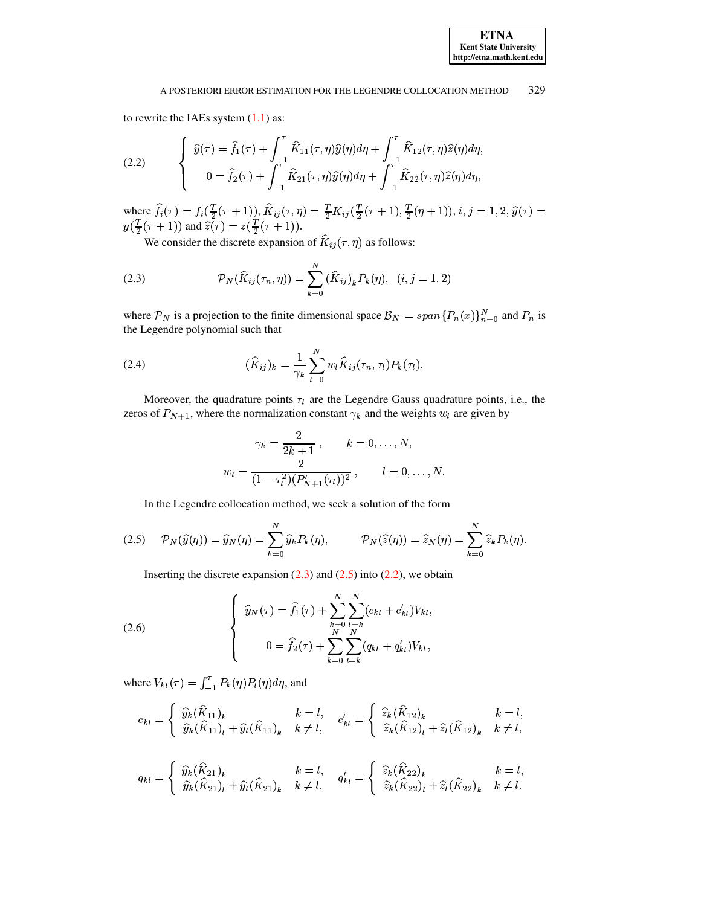to rewrite the IAEs system (1.1) as:

$$
\text{(2.2)} \qquad \begin{cases} \widehat{y}(\tau) = \widehat{f}_1(\tau) + \displaystyle\int_{-1}^{\tau} \widehat{K}_{11}(\tau,\eta)\widehat{y}(\eta)d\eta + \int_{-1}^{\tau} \widehat{K}_{12}(\tau,\eta)\widehat{z}(\eta)d\eta, \\ 0 = \widehat{f}_2(\tau) + \displaystyle\int_{-1}^{\tau} \widehat{K}_{21}(\tau,\eta)\widehat{y}(\eta)d\eta + \int_{-1}^{\tau} \widehat{K}_{22}(\tau,\eta)\widehat{z}(\eta)d\eta, \end{cases}
$$

where $\widehat{f}_i(\tau) = f_i(\frac{T}{2}(\tau+1))$, $\widehat{K}_{ij}(\tau,\eta) = \frac{T}{2}K_{ij}(\frac{T}{2}(\tau+1), \frac{T}{2}(\eta+1))$, $i,j=1,2$, $\widehat{y}(\tau) = y(\frac{T}{2}(\tau+1))$ and $\widehat{z}(\tau) = z(\frac{T}{2}(\tau+1))$.

We consider the discrete expansion of $\widehat{K}_{ij}(\tau,\eta)$ as follows:

$$
\text{(2.3)} \qquad \mathcal{P}_N(\widehat{K}_{ij}(\tau_n,\eta)) = \sum_{k=0}^{N} (\widehat{K}_{ij})_k P_k(\eta), \quad (i,j=1,2)
$$

where $\mathcal{P}_N$ is a projection to the finite dimensional space $\mathcal{B}_N = span\{P_n(x)\}_{n=0}^{N}$ and $P_n$ is the Legendre polynomial such that

$$
\text{(2.4)} \qquad (\widehat{K}_{ij})_k = \frac{1}{\gamma_k}\sum_{l=0}^{N} w_l \widehat{K}_{ij}(\tau_n,\tau_l)P_k(\tau_l).
$$

Moreover, the quadrature points $\tau_l$ are the Legendre Gauss quadrature points, i.e., the zeros of $P_{N+1}$, where the normalization constant $\gamma_k$ and the weights $w_l$ are given by

$$
\gamma_k = \frac{2}{2k+1}, \qquad k=0,\ldots,N,
$$

$$
w_l = \frac{2}{(1-\tau_l^2)(P'_{N+1}(\tau_l))^2}, \qquad l=0,\ldots,N.
$$

In the Legendre collocation method, we seek a solution of the form

$$
\text{(2.5)} \quad \mathcal{P}_N(\widehat{y}(\eta)) = \widehat{y}_N(\eta) = \sum_{k=0}^{N} \widehat{y}_k P_k(\eta), \qquad \mathcal{P}_N(\widehat{z}(\eta)) = \widehat{z}_N(\eta) = \sum_{k=0}^{N} \widehat{z}_k P_k(\eta).
$$

Inserting the discrete expansion (2.3) and (2.5) into (2.2), we obtain

$$
\text{(2.6)} \qquad \begin{cases} \widehat{y}_N(\tau) = \widehat{f}_1(\tau) + \displaystyle\sum_{k=0}^{N}\sum_{l=k}^{N}(c_{kl}+c'_{kl})V_{kl}, \\ 0 = \widehat{f}_2(\tau) + \displaystyle\sum_{k=0}^{N}\sum_{l=k}^{N}(q_{kl}+q'_{kl})V_{kl}, \end{cases}
$$

where $V_{kl}(\tau) = \int_{-1}^{\tau} P_k(\eta)P_l(\eta)d\eta$, and

$$
c_{kl} = \begin{cases} \widehat{y}_k(\widehat{K}_{11})_k & k=l, \\ \widehat{y}_k(\widehat{K}_{11})_l + \widehat{y}_l(\widehat{K}_{11})_k & k \neq l, \end{cases} \quad c'_{kl} = \begin{cases} \widehat{z}_k(\widehat{K}_{12})_k & k=l, \\ \widehat{z}_k(\widehat{K}_{12})_l + \widehat{z}_l(\widehat{K}_{12})_k & k \neq l, \end{cases}
$$

$$
q_{kl} = \begin{cases} \widehat{y}_k(\widehat{K}_{21})_k & k=l, \\ \widehat{y}_k(\widehat{K}_{21})_l + \widehat{y}_l(\widehat{K}_{21})_k & k \neq l, \end{cases} \quad q'_{kl} = \begin{cases} \widehat{z}_k(\widehat{K}_{22})_k & k=l, \\ \widehat{z}_k(\widehat{K}_{22})_l + \widehat{z}_l(\widehat{K}_{22})_k & k \neq l. \end{cases}
$$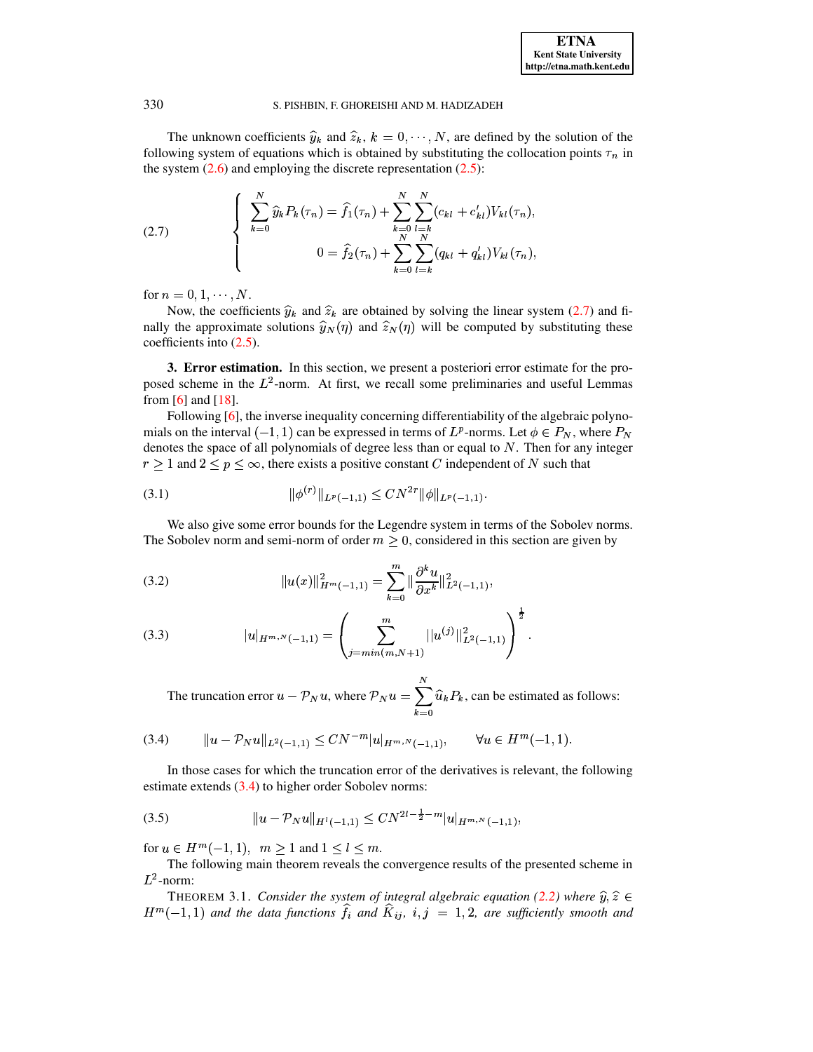The unknown coefficients $\widehat{y}_k$ and $\widehat{z}_k$, $k = 0, \cdots, N$, are defined by the solution of the following system of equations which is obtained by substituting the collocation points $\tau_n$ in the system (2.6) and employing the discrete representation (2.5):

$$
\left\{
\begin{aligned}
\sum_{k=0}^{N} \widehat{y}_k P_k(\tau_n) &= \widehat{f}_1(\tau_n) + \sum_{k=0}^{N} \sum_{l=k}^{N} (c_{kl} + c'_{kl}) V_{kl}(\tau_n), \\
0 &= \widehat{f}_2(\tau_n) + \sum_{k=0}^{N} \sum_{l=k}^{N} (q_{kl} + q'_{kl}) V_{kl}(\tau_n),
\end{aligned}
\right.
\tag{2.7}
$$

for $n = 0, 1, \cdots, N$.

Now, the coefficients $\widehat{y}_k$ and $\widehat{z}_k$ are obtained by solving the linear system (2.7) and finally the approximate solutions $\widehat{y}_N(\eta)$ and $\widehat{z}_N(\eta)$ will be computed by substituting these coefficients into (2.5).

**3. Error estimation.** In this section, we present a posteriori error estimate for the proposed scheme in the $L^2$-norm. At first, we recall some preliminaries and useful Lemmas from [6] and [18].

Following [6], the inverse inequality concerning differentiability of the algebraic polynomials on the interval $(-1, 1)$ can be expressed in terms of $L^p$-norms. Let $\phi \in P_N$, where $P_N$ denotes the space of all polynomials of degree less than or equal to $N$. Then for any integer $r \geq 1$ and $2 \leq p \leq \infty$, there exists a positive constant $C$ independent of $N$ such that

$$
\|\phi^{(r)}\|_{L^p(-1,1)} \leq C N^{2r} \|\phi\|_{L^p(-1,1)}. \tag{3.1}
$$

We also give some error bounds for the Legendre system in terms of the Sobolev norms. The Sobolev norm and semi-norm of order $m \geq 0$, considered in this section are given by

$$
\|u(x)\|^2_{H^m(-1,1)} = \sum_{k=0}^{m} \| \frac{\partial^k u}{\partial x^k} \|^2_{L^2(-1,1)}, \tag{3.2}
$$

$$
|u|_{H^{m,N}(-1,1)} = \left( \sum_{j=min(m,N+1)}^{m} ||u^{(j)}||^2_{L^2(-1,1)} \right)^{\frac{1}{2}}. \tag{3.3}
$$

The truncation error $u - \mathcal{P}_N u$, where $\mathcal{P}_N u = \sum_{k=0}^{N} \widehat{u}_k P_k$, can be estimated as follows:

$$
\|u - \mathcal{P}_N u\|_{L^2(-1,1)} \leq C N^{-m} |u|_{H^{m,N}(-1,1)}, \qquad \forall u \in H^m(-1,1). \tag{3.4}
$$

In those cases for which the truncation error of the derivatives is relevant, the following estimate extends (3.4) to higher order Sobolev norms:

$$
\|u - \mathcal{P}_N u\|_{H^l(-1,1)} \leq C N^{2l - \frac{1}{2} - m} |u|_{H^{m,N}(-1,1)}, \tag{3.5}
$$

for $u \in H^m(-1,1)$, $m \geq 1$ and $1 \leq l \leq m$.

The following main theorem reveals the convergence results of the presented scheme in $L^2$-norm:

THEOREM 3.1. *Consider the system of integral algebraic equation (2.2) where $\widehat{y}, \widehat{z} \in H^m(-1,1)$ and the data functions $\widehat{f}_i$ and $\widehat{K}_{ij}$, $i, j = 1, 2$, are sufficiently smooth and*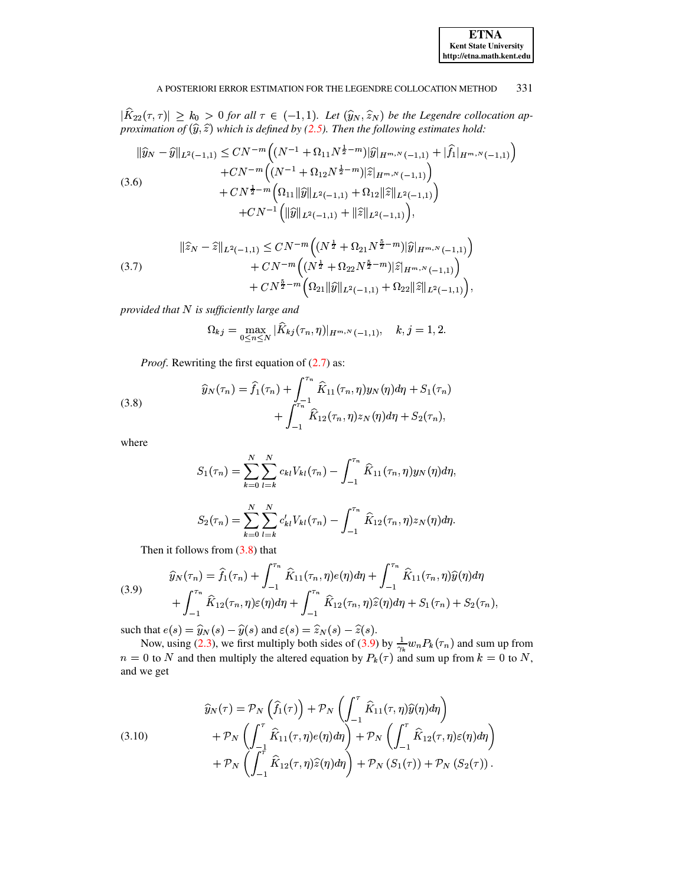$|\widehat{K}_{22}(\tau,\tau)| \geq k_0 > 0$ *for all* $\tau \in (-1,1)$*. Let* $(\widehat{y}_N, \widehat{z}_N)$ *be the Legendre collocation approximation of* $(\widehat{y}, \widehat{z})$ *which is defined by (2.5). Then the following estimates hold:*

$$
\begin{aligned}
\|\widehat{y}_N - \widehat{y}\|_{L^2(-1,1)} \leq & \, CN^{-m}\Big((N^{-1} + \Omega_{11}N^{\frac{1}{2}-m})|\widehat{y}|_{H^{m,N}(-1,1)} + |\widehat{f}_1|_{H^{m,N}(-1,1)}\Big) \\
& + CN^{-m}\Big((N^{-1} + \Omega_{12}N^{\frac{1}{2}-m})|\widehat{z}|_{H^{m,N}(-1,1)}\Big) \\
& + CN^{\frac{1}{2}-m}\Big(\Omega_{11}\|\widehat{y}\|_{L^2(-1,1)} + \Omega_{12}\|\widehat{z}\|_{L^2(-1,1)}\Big) \\
& + CN^{-1}\Big(\|\widehat{y}\|_{L^2(-1,1)} + \|\widehat{z}\|_{L^2(-1,1)}\Big),
\end{aligned}
\tag{3.6}
$$

$$
\begin{aligned}
\|\widehat{z}_N - \widehat{z}\|_{L^2(-1,1)} \leq & \, CN^{-m}\Big((N^{\frac{1}{2}} + \Omega_{21}N^{\frac{5}{2}-m})|\widehat{y}|_{H^{m,N}(-1,1)}\Big) \\
& + CN^{-m}\Big((N^{\frac{1}{2}} + \Omega_{22}N^{\frac{5}{2}-m})|\widehat{z}|_{H^{m,N}(-1,1)}\Big) \\
& + CN^{\frac{5}{2}-m}\Big(\Omega_{21}\|\widehat{y}\|_{L^2(-1,1)} + \Omega_{22}\|\widehat{z}\|_{L^2(-1,1)}\Big),
\end{aligned}
\tag{3.7}
$$

*provided that* $N$ *is sufficiently large and*

$$
\Omega_{kj} = \max_{0 \leq n \leq N} |\widehat{K}_{kj}(\tau_n, \eta)|_{H^{m,N}(-1,1)}, \quad k,j = 1,2.
$$

*Proof.* Rewriting the first equation of (2.7) as:

$$
\begin{aligned}
\widehat{y}_N(\tau_n) = \widehat{f}_1(\tau_n) & + \int_{-1}^{\tau_n} \widehat{K}_{11}(\tau_n,\eta)y_N(\eta)d\eta + S_1(\tau_n) \\
& + \int_{-1}^{\tau_n} \widehat{K}_{12}(\tau_n,\eta)z_N(\eta)d\eta + S_2(\tau_n),
\end{aligned}
\tag{3.8}
$$

where

$$
S_1(\tau_n) = \sum_{k=0}^{N}\sum_{l=k}^{N} c_{kl}V_{kl}(\tau_n) - \int_{-1}^{\tau_n} \widehat{K}_{11}(\tau_n,\eta)y_N(\eta)d\eta,
$$

$$
S_2(\tau_n) = \sum_{k=0}^{N}\sum_{l=k}^{N} c'_{kl}V_{kl}(\tau_n) - \int_{-1}^{\tau_n} \widehat{K}_{12}(\tau_n,\eta)z_N(\eta)d\eta.
$$

Then it follows from (3.8) that

$$
\begin{aligned}
\widehat{y}_N(\tau_n) = \widehat{f}_1(\tau_n) & + \int_{-1}^{\tau_n} \widehat{K}_{11}(\tau_n,\eta)e(\eta)d\eta + \int_{-1}^{\tau_n} \widehat{K}_{11}(\tau_n,\eta)\widehat{y}(\eta)d\eta \\
+ & \int_{-1}^{\tau_n} \widehat{K}_{12}(\tau_n,\eta)\varepsilon(\eta)d\eta + \int_{-1}^{\tau_n} \widehat{K}_{12}(\tau_n,\eta)\widehat{z}(\eta)d\eta + S_1(\tau_n) + S_2(\tau_n),
\end{aligned}
\tag{3.9}
$$

such that $e(s) = \widehat{y}_N(s) - \widehat{y}(s)$ and $\varepsilon(s) = \widehat{z}_N(s) - \widehat{z}(s)$.

Now, using (2.3), we first multiply both sides of (3.9) by $\frac{1}{\gamma_k}w_nP_k(\tau_n)$ and sum up from $n=0$ to $N$ and then multiply the altered equation by $P_k(\tau)$ and sum up from $k=0$ to $N$, and we get

$$
\begin{aligned}
\widehat{y}_N(\tau) = & \, \mathcal{P}_N\left(\widehat{f}_1(\tau)\right) + \mathcal{P}_N\left(\int_{-1}^{\tau}\widehat{K}_{11}(\tau,\eta)\widehat{y}(\eta)d\eta\right) \\
& + \mathcal{P}_N\left(\int_{-1}^{\tau}\widehat{K}_{11}(\tau,\eta)e(\eta)d\eta\right) + \mathcal{P}_N\left(\int_{-1}^{\tau}\widehat{K}_{12}(\tau,\eta)\varepsilon(\eta)d\eta\right) \\
& + \mathcal{P}_N\left(\int_{-1}^{\tau}\widehat{K}_{12}(\tau,\eta)\widehat{z}(\eta)d\eta\right) + \mathcal{P}_N\left(S_1(\tau)\right) + \mathcal{P}_N\left(S_2(\tau)\right).
\end{aligned}
\tag{3.10}
$$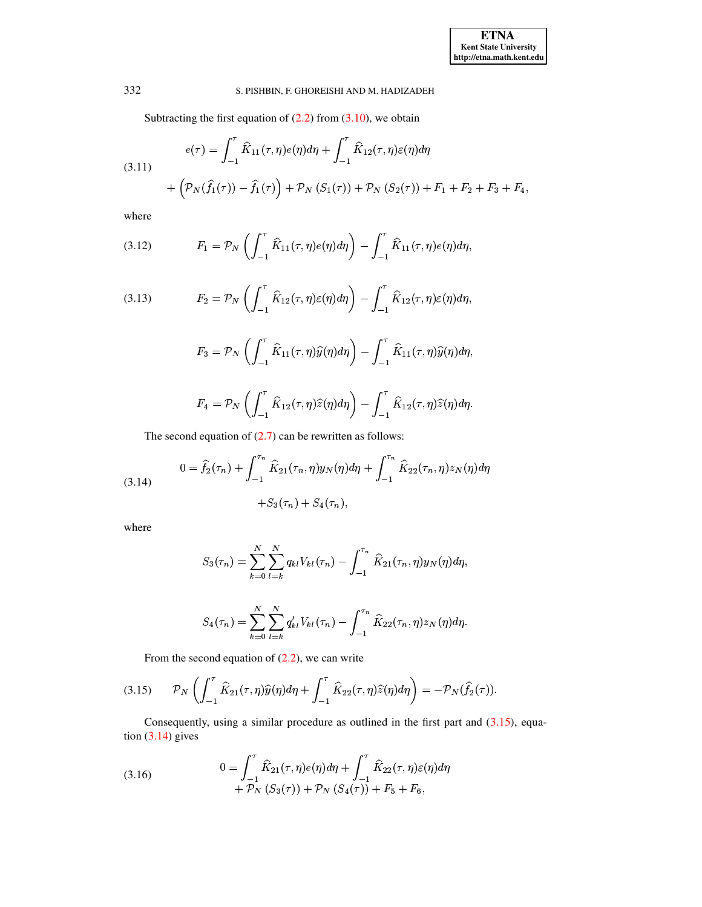Subtracting the first equation of (2.2) from (3.10), we obtain

$$
\begin{aligned}
e(\tau) &= \int_{-1}^{\tau} \widehat{K}_{11}(\tau,\eta)e(\eta)d\eta + \int_{-1}^{\tau} \widehat{K}_{12}(\tau,\eta)\varepsilon(\eta)d\eta \\
&+ \left(\mathcal{P}_N(\widehat{f}_1(\tau)) - \widehat{f}_1(\tau)\right) + \mathcal{P}_N\left(S_1(\tau)\right) + \mathcal{P}_N\left(S_2(\tau)\right) + F_1 + F_2 + F_3 + F_4,
\end{aligned}
\tag{3.11}
$$

where

$$
F_1 = \mathcal{P}_N\left(\int_{-1}^{\tau} \widehat{K}_{11}(\tau,\eta)e(\eta)d\eta\right) - \int_{-1}^{\tau} \widehat{K}_{11}(\tau,\eta)e(\eta)d\eta, \tag{3.12}
$$

$$
F_2 = \mathcal{P}_N\left(\int_{-1}^{\tau} \widehat{K}_{12}(\tau,\eta)\varepsilon(\eta)d\eta\right) - \int_{-1}^{\tau} \widehat{K}_{12}(\tau,\eta)\varepsilon(\eta)d\eta, \tag{3.13}
$$

$$
F_3 = \mathcal{P}_N\left(\int_{-1}^{\tau} \widehat{K}_{11}(\tau,\eta)\widehat{y}(\eta)d\eta\right) - \int_{-1}^{\tau} \widehat{K}_{11}(\tau,\eta)\widehat{y}(\eta)d\eta,
$$

$$
F_4 = \mathcal{P}_N\left(\int_{-1}^{\tau} \widehat{K}_{12}(\tau,\eta)\widehat{z}(\eta)d\eta\right) - \int_{-1}^{\tau} \widehat{K}_{12}(\tau,\eta)\widehat{z}(\eta)d\eta.
$$

The second equation of (2.7) can be rewritten as follows:

$$
\begin{aligned}
0 = \widehat{f}_2(\tau_n) &+ \int_{-1}^{\tau_n} \widehat{K}_{21}(\tau_n,\eta)y_N(\eta)d\eta + \int_{-1}^{\tau_n} \widehat{K}_{22}(\tau_n,\eta)z_N(\eta)d\eta \\
&+ S_3(\tau_n) + S_4(\tau_n),
\end{aligned}
\tag{3.14}
$$

where

$$
S_3(\tau_n) = \sum_{k=0}^{N}\sum_{l=k}^{N} q_{kl}V_{kl}(\tau_n) - \int_{-1}^{\tau_n} \widehat{K}_{21}(\tau_n,\eta)y_N(\eta)d\eta,
$$

$$
S_4(\tau_n) = \sum_{k=0}^{N}\sum_{l=k}^{N} q'_{kl}V_{kl}(\tau_n) - \int_{-1}^{\tau_n} \widehat{K}_{22}(\tau_n,\eta)z_N(\eta)d\eta.
$$

From the second equation of (2.2), we can write

$$
\mathcal{P}_N\left(\int_{-1}^{\tau} \widehat{K}_{21}(\tau,\eta)\widehat{y}(\eta)d\eta + \int_{-1}^{\tau} \widehat{K}_{22}(\tau,\eta)\widehat{z}(\eta)d\eta\right) = -\mathcal{P}_N(\widehat{f}_2(\tau)). \tag{3.15}
$$

Consequently, using a similar procedure as outlined in the first part and (3.15), equation (3.14) gives

$$
\begin{aligned}
0 = &\int_{-1}^{\tau} \widehat{K}_{21}(\tau,\eta)e(\eta)d\eta + \int_{-1}^{\tau} \widehat{K}_{22}(\tau,\eta)\varepsilon(\eta)d\eta \\
&+ \mathcal{P}_N\left(S_3(\tau)\right) + \mathcal{P}_N\left(S_4(\tau)\right) + F_5 + F_6,
\end{aligned}
\tag{3.16}
$$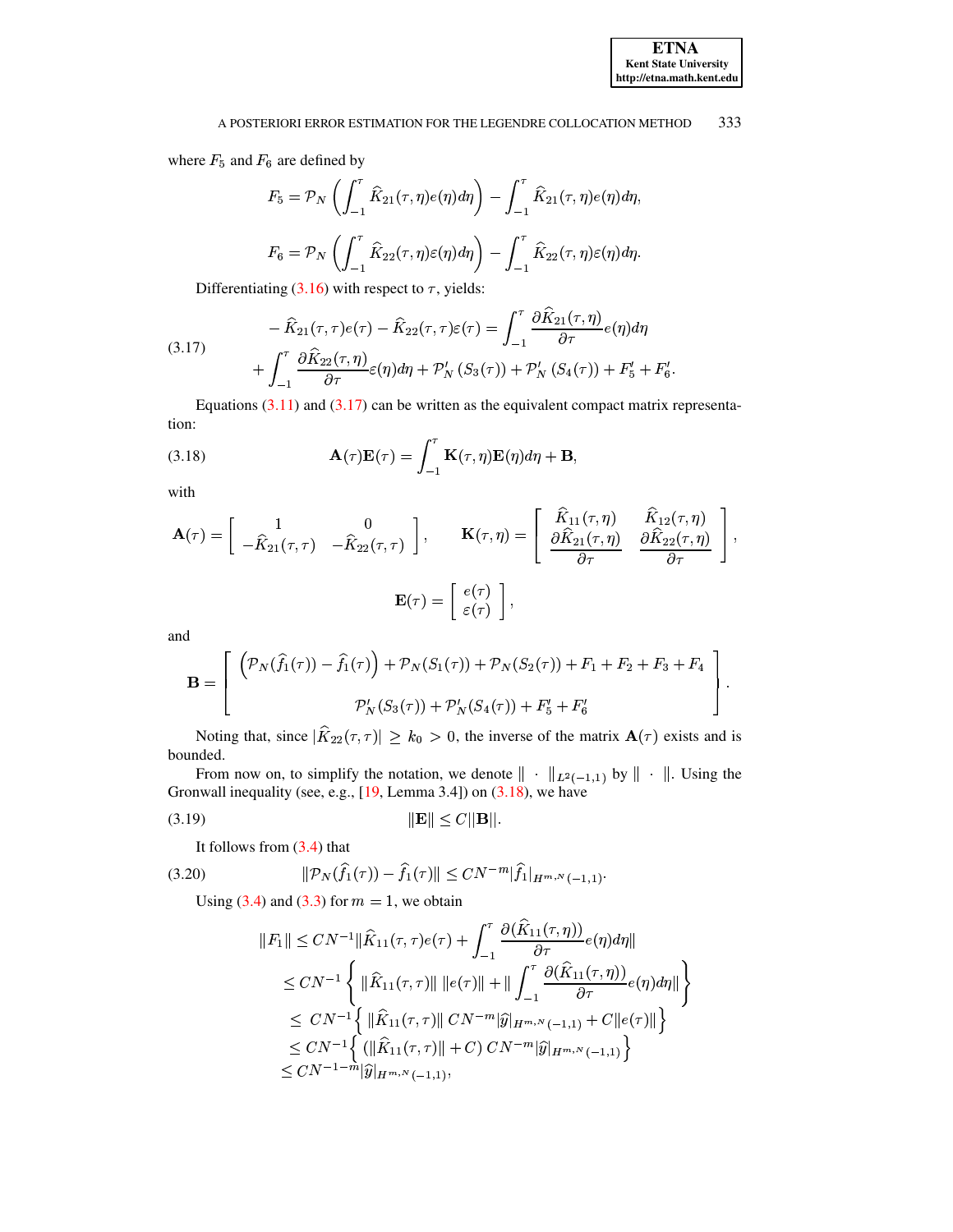where $F_5$ and $F_6$ are defined by

$$F_5 = \mathcal{P}_N \left( \int_{-1}^{\tau} \widehat{K}_{21}(\tau,\eta) e(\eta) d\eta \right) - \int_{-1}^{\tau} \widehat{K}_{21}(\tau,\eta) e(\eta) d\eta,$$

$$F_6 = \mathcal{P}_N \left( \int_{-1}^{\tau} \widehat{K}_{22}(\tau,\eta) \varepsilon(\eta) d\eta \right) - \int_{-1}^{\tau} \widehat{K}_{22}(\tau,\eta) \varepsilon(\eta) d\eta.$$

Differentiating (3.16) with respect to $\tau$, yields:

$$\begin{aligned} -\widehat{K}_{21}(\tau,\tau) e(\tau) - \widehat{K}_{22}(\tau,\tau)\varepsilon(\tau) &= \int_{-1}^{\tau} \frac{\partial \widehat{K}_{21}(\tau,\eta)}{\partial \tau} e(\eta) d\eta \\ + \int_{-1}^{\tau} \frac{\partial \widehat{K}_{22}(\tau,\eta)}{\partial \tau} \varepsilon(\eta) d\eta &+ \mathcal{P}_N'\left(S_3(\tau)\right) + \mathcal{P}_N'\left(S_4(\tau)\right) + F_5' + F_6'. \end{aligned} \tag{3.17}$$

Equations (3.11) and (3.17) can be written as the equivalent compact matrix representation:

$$\mathbf{A}(\tau)\mathbf{E}(\tau) = \int_{-1}^{\tau} \mathbf{K}(\tau,\eta)\mathbf{E}(\eta) d\eta + \mathbf{B}, \tag{3.18}$$

with

$$\mathbf{A}(\tau) = \begin{bmatrix} 1 & 0 \\ -\widehat{K}_{21}(\tau,\tau) & -\widehat{K}_{22}(\tau,\tau) \end{bmatrix}, \qquad \mathbf{K}(\tau,\eta) = \begin{bmatrix} \widehat{K}_{11}(\tau,\eta) & \widehat{K}_{12}(\tau,\eta) \\ \dfrac{\partial \widehat{K}_{21}(\tau,\eta)}{\partial \tau} & \dfrac{\partial \widehat{K}_{22}(\tau,\eta)}{\partial \tau} \end{bmatrix},$$

$$\mathbf{E}(\tau) = \begin{bmatrix} e(\tau) \\ \varepsilon(\tau) \end{bmatrix},$$

and

$$\mathbf{B} = \begin{bmatrix} \left(\mathcal{P}_N(\widehat{f}_1(\tau)) - \widehat{f}_1(\tau)\right) + \mathcal{P}_N(S_1(\tau)) + \mathcal{P}_N(S_2(\tau)) + F_1 + F_2 + F_3 + F_4 \\ \mathcal{P}_N'(S_3(\tau)) + \mathcal{P}_N'(S_4(\tau)) + F_5' + F_6' \end{bmatrix}.$$

Noting that, since $|\widehat{K}_{22}(\tau,\tau)| \geq k_0 > 0$, the inverse of the matrix $\mathbf{A}(\tau)$ exists and is bounded.

From now on, to simplify the notation, we denote $\|\cdot\|_{L^2(-1,1)}$ by $\|\cdot\|$. Using the Gronwall inequality (see, e.g., [19, Lemma 3.4]) on (3.18), we have

$$\|\mathbf{E}\| \leq C\|\mathbf{B}\|. \tag{3.19}$$

It follows from (3.4) that

$$\|\mathcal{P}_N(\widehat{f}_1(\tau)) - \widehat{f}_1(\tau)\| \leq CN^{-m}|\widehat{f}_1|_{H^{m,N}(-1,1)}. \tag{3.20}$$

Using (3.4) and (3.3) for $m = 1$, we obtain

$$\begin{aligned} \|F_1\| &\leq CN^{-1}\|\widehat{K}_{11}(\tau,\tau)e(\tau) + \int_{-1}^{\tau} \frac{\partial(\widehat{K}_{11}(\tau,\eta))}{\partial \tau} e(\eta) d\eta\| \\ &\leq CN^{-1}\left\{ \|\widehat{K}_{11}(\tau,\tau)\| \, \|e(\tau)\| + \|\int_{-1}^{\tau} \frac{\partial(\widehat{K}_{11}(\tau,\eta))}{\partial \tau} e(\eta) d\eta\| \right\} \\ &\leq \, CN^{-1}\left\{ \|\widehat{K}_{11}(\tau,\tau)\| \, CN^{-m}|\widehat{y}|_{H^{m,N}(-1,1)} + C\|e(\tau)\| \right\} \\ &\leq CN^{-1}\left\{ (\|\widehat{K}_{11}(\tau,\tau)\| + C) \, CN^{-m}|\widehat{y}|_{H^{m,N}(-1,1)} \right\} \\ &\leq CN^{-1-m}|\widehat{y}|_{H^{m,N}(-1,1)}, \end{aligned}$$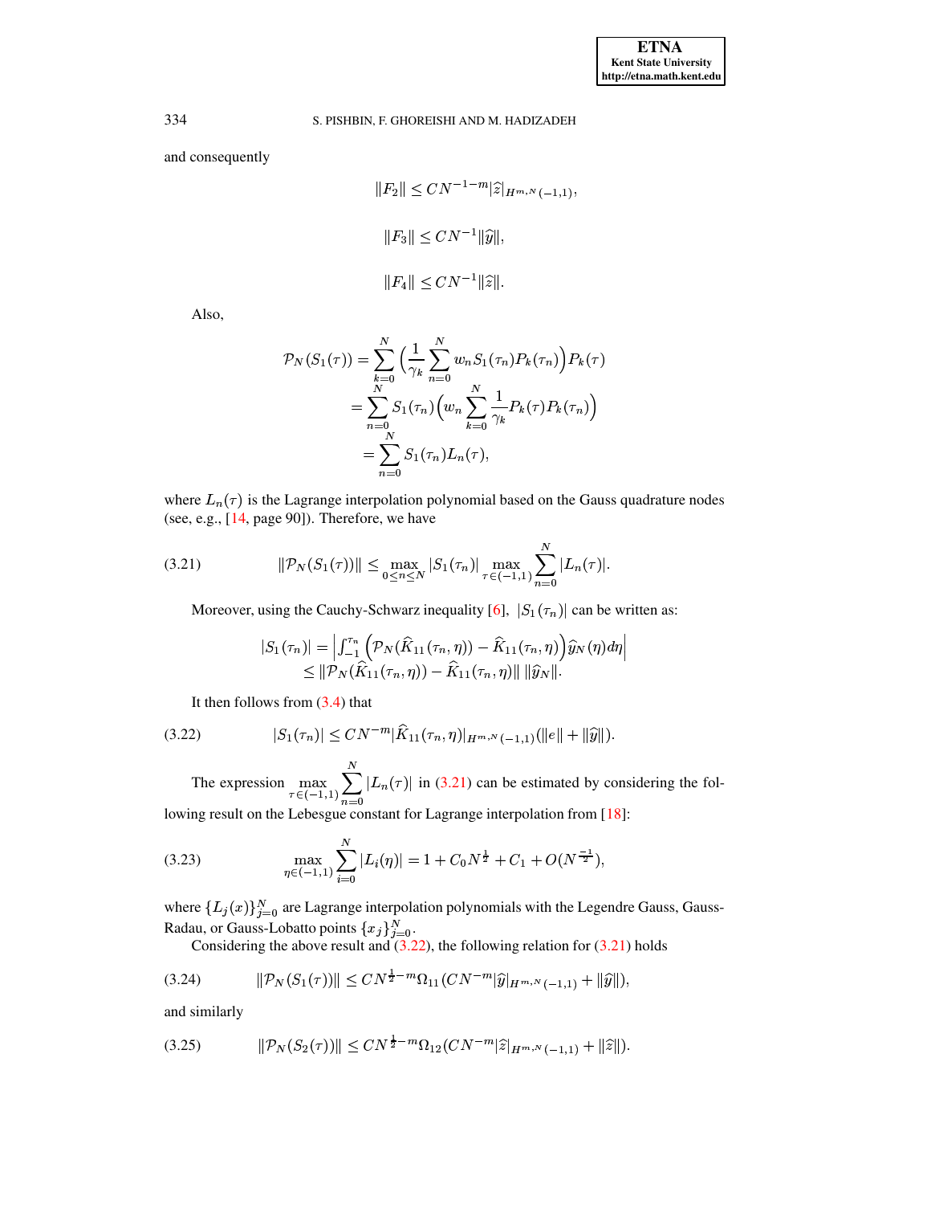and consequently

$$\|F_2\| \leq CN^{-1-m}|\widehat{z}|_{H^{m,N}(-1,1)},$$

$$\|F_3\| \leq CN^{-1}\|\widehat{y}\|,$$

$$\|F_4\| \leq CN^{-1}\|\widehat{z}\|.$$

Also,

$$\begin{aligned}
\mathcal{P}_N(S_1(\tau)) &= \sum_{k=0}^{N}\Big(\frac{1}{\gamma_k}\sum_{n=0}^{N} w_n S_1(\tau_n) P_k(\tau_n)\Big) P_k(\tau) \\
&= \sum_{n=0}^{N} S_1(\tau_n)\Big(w_n \sum_{k=0}^{N}\frac{1}{\gamma_k} P_k(\tau) P_k(\tau_n)\Big) \\
&= \sum_{n=0}^{N} S_1(\tau_n) L_n(\tau),
\end{aligned}$$

where $L_n(\tau)$ is the Lagrange interpolation polynomial based on the Gauss quadrature nodes (see, e.g., [14, page 90]). Therefore, we have

$$\|\mathcal{P}_N(S_1(\tau))\| \leq \max_{0\leq n\leq N}|S_1(\tau_n)| \max_{\tau\in(-1,1)}\sum_{n=0}^{N}|L_n(\tau)|. \tag{3.21}$$

Moreover, using the Cauchy-Schwarz inequality [6], $|S_1(\tau_n)|$ can be written as:

$$\begin{aligned}
|S_1(\tau_n)| &= \Big|\int_{-1}^{\tau_n}\Big(\mathcal{P}_N(\widehat{K}_{11}(\tau_n,\eta)) - \widehat{K}_{11}(\tau_n,\eta)\Big)\widehat{y}_N(\eta)d\eta\Big| \\
&\leq \|\mathcal{P}_N(\widehat{K}_{11}(\tau_n,\eta)) - \widehat{K}_{11}(\tau_n,\eta)\| \, \|\widehat{y}_N\|.
\end{aligned}$$

It then follows from (3.4) that

$$|S_1(\tau_n)| \leq CN^{-m}|\widehat{K}_{11}(\tau_n,\eta)|_{H^{m,N}(-1,1)}(\|e\| + \|\widehat{y}\|). \tag{3.22}$$

The expression $\max_{\tau\in(-1,1)}\sum_{n=0}^{N}|L_n(\tau)|$ in (3.21) can be estimated by considering the following result on the Lebesgue constant for Lagrange interpolation from [18]:

$$\max_{\eta\in(-1,1)}\sum_{i=0}^{N}|L_i(\eta)| = 1 + C_0 N^{\frac{1}{2}} + C_1 + O(N^{\frac{-1}{2}}), \tag{3.23}$$

where $\{L_j(x)\}_{j=0}^{N}$ are Lagrange interpolation polynomials with the Legendre Gauss, Gauss-Radau, or Gauss-Lobatto points $\{x_j\}_{j=0}^{N}$.

Considering the above result and (3.22), the following relation for (3.21) holds

$$\|\mathcal{P}_N(S_1(\tau))\| \leq CN^{\frac{1}{2}-m}\Omega_{11}(CN^{-m}|\widehat{y}|_{H^{m,N}(-1,1)} + \|\widehat{y}\|), \tag{3.24}$$

and similarly

$$\|\mathcal{P}_N(S_2(\tau))\| \leq CN^{\frac{1}{2}-m}\Omega_{12}(CN^{-m}|\widehat{z}|_{H^{m,N}(-1,1)} + \|\widehat{z}\|). \tag{3.25}$$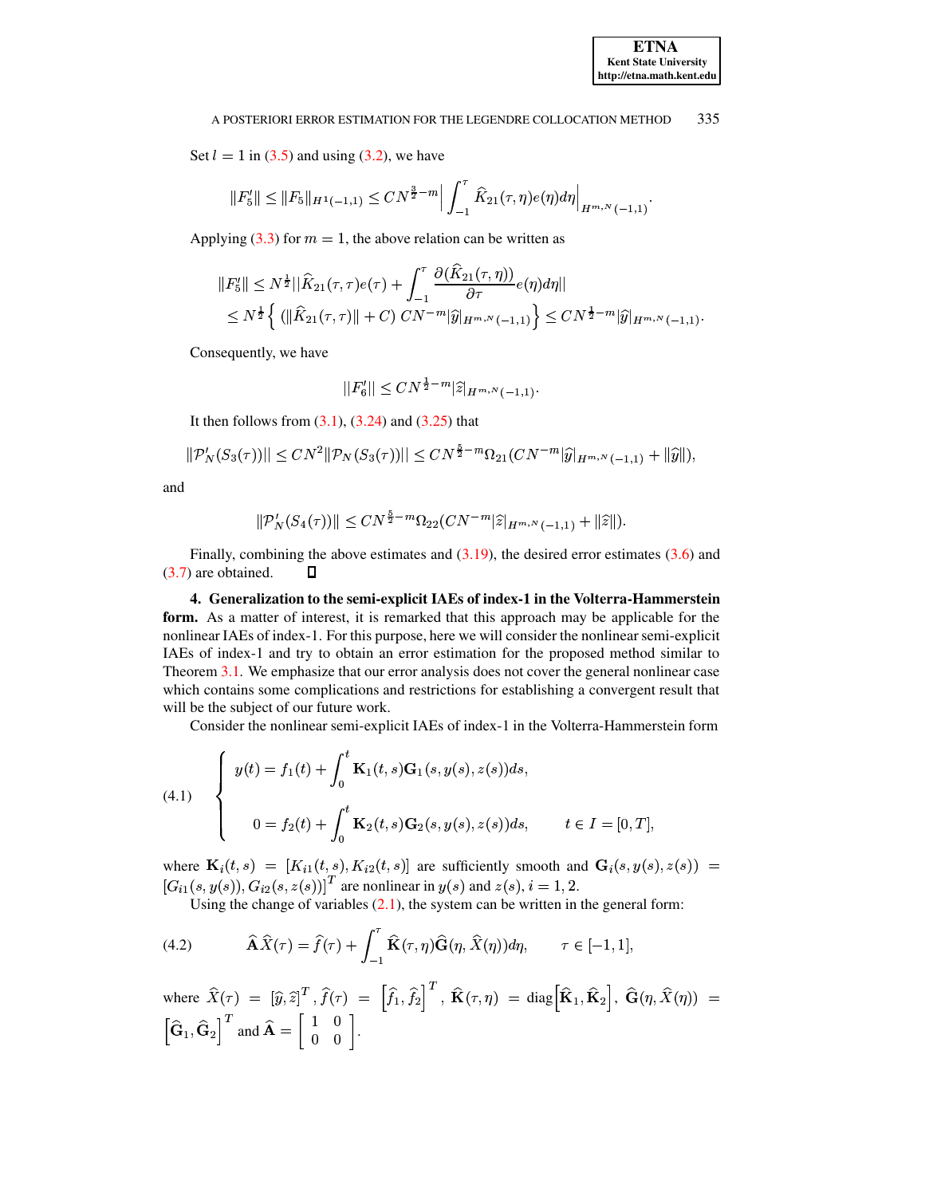Set $l = 1$ in (3.5) and using (3.2), we have

$$\|F_5'\| \leq \|F_5\|_{H^1(-1,1)} \leq CN^{\frac{3}{2}-m}\Big| \int_{-1}^{\tau} \widehat{K}_{21}(\tau,\eta)e(\eta)d\eta\Big|_{H^{m,N}(-1,1)}.$$

Applying (3.3) for $m = 1$, the above relation can be written as

$$\begin{aligned}\|F_5'\| &\leq N^{\frac{1}{2}}||\widehat{K}_{21}(\tau,\tau)e(\tau) + \int_{-1}^{\tau} \frac{\partial(\widehat{K}_{21}(\tau,\eta))}{\partial\tau} e(\eta)d\eta|| \\ &\leq N^{\frac{1}{2}}\Big\{ (\|\widehat{K}_{21}(\tau,\tau)\| + C)\; CN^{-m}|\widehat{y}|_{H^{m,N}(-1,1)}\Big\} \leq CN^{\frac{1}{2}-m}|\widehat{y}|_{H^{m,N}(-1,1)}.\end{aligned}$$

Consequently, we have

$$||F_6'|| \leq CN^{\frac{1}{2}-m}|\widehat{z}|_{H^{m,N}(-1,1)}.$$

It then follows from (3.1), (3.24) and (3.25) that

$$\|\mathcal{P}_N'(S_3(\tau))\| \leq CN^2\|\mathcal{P}_N(S_3(\tau))\| \leq CN^{\frac{5}{2}-m}\Omega_{21}(CN^{-m}|\widehat{y}|_{H^{m,N}(-1,1)} + \|\widehat{y}\|),$$

and

$$\|\mathcal{P}_N'(S_4(\tau))\| \leq CN^{\frac{5}{2}-m}\Omega_{22}(CN^{-m}|\widehat{z}|_{H^{m,N}(-1,1)} + \|\widehat{z}\|).$$

Finally, combining the above estimates and (3.19), the desired error estimates (3.6) and (3.7) are obtained. □

## 4. Generalization to the semi-explicit IAEs of index-1 in the Volterra-Hammerstein form.

As a matter of interest, it is remarked that this approach may be applicable for the nonlinear IAEs of index-1. For this purpose, here we will consider the nonlinear semi-explicit IAEs of index-1 and try to obtain an error estimation for the proposed method similar to Theorem 3.1. We emphasize that our error analysis does not cover the general nonlinear case which contains some complications and restrictions for establishing a convergent result that will be the subject of our future work.

Consider the nonlinear semi-explicit IAEs of index-1 in the Volterra-Hammerstein form

$$\text{(4.1)}\qquad \begin{cases} y(t) = f_1(t) + \displaystyle\int_0^t \mathbf{K}_1(t,s)\mathbf{G}_1(s,y(s),z(s))ds, \\[2ex] 0 = f_2(t) + \displaystyle\int_0^t \mathbf{K}_2(t,s)\mathbf{G}_2(s,y(s),z(s))ds, \qquad t \in I = [0,T], \end{cases}$$

where $\mathbf{K}_i(t,s) = [K_{i1}(t,s), K_{i2}(t,s)]$ are sufficiently smooth and $\mathbf{G}_i(s,y(s),z(s)) = [G_{i1}(s,y(s)), G_{i2}(s,z(s))]^T$ are nonlinear in $y(s)$ and $z(s)$, $i = 1,2$.

Using the change of variables (2.1), the system can be written in the general form:

$$\text{(4.2)}\qquad \widehat{\mathbf{A}}\widehat{X}(\tau) = \widehat{f}(\tau) + \int_{-1}^{\tau} \widehat{\mathbf{K}}(\tau,\eta)\widehat{\mathbf{G}}(\eta,\widehat{X}(\eta))d\eta, \qquad \tau \in [-1,1],$$

where $\widehat{X}(\tau) = [\widehat{y},\widehat{z}]^T$, $\widehat{f}(\tau) = \Big[\widehat{f}_1,\widehat{f}_2\Big]^T$, $\widehat{\mathbf{K}}(\tau,\eta) = \operatorname{diag}\Big[\widehat{\mathbf{K}}_1,\widehat{\mathbf{K}}_2\Big]$, $\widehat{\mathbf{G}}(\eta,\widehat{X}(\eta)) = \Big[\widehat{\mathbf{G}}_1,\widehat{\mathbf{G}}_2\Big]^T$ and $\widehat{\mathbf{A}} = \begin{bmatrix} 1 & 0 \\ 0 & 0 \end{bmatrix}$.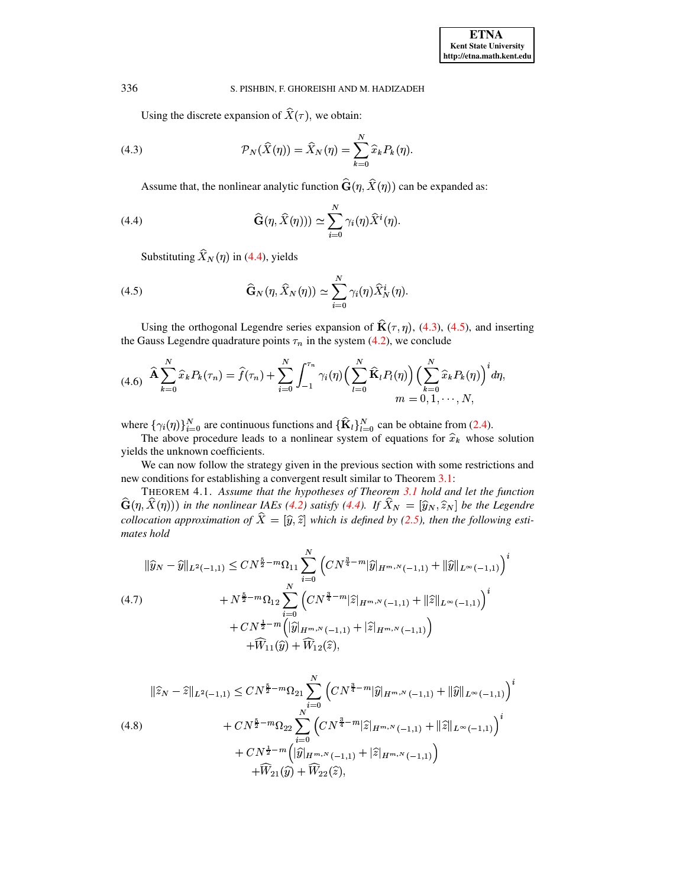Using the discrete expansion of $\widehat{X}(\tau)$, we obtain:

$$\mathcal{P}_N(\widehat{X}(\eta)) = \widehat{X}_N(\eta) = \sum_{k=0}^{N} \widehat{x}_k P_k(\eta). \tag{4.3}$$

Assume that, the nonlinear analytic function $\widehat{\mathbf{G}}(\eta, \widehat{X}(\eta))$ can be expanded as:

$$\widehat{\mathbf{G}}(\eta, \widehat{X}(\eta))) \simeq \sum_{i=0}^{N} \gamma_i(\eta) \widehat{X}^i(\eta). \tag{4.4}$$

Substituting $\widehat{X}_N(\eta)$ in (4.4), yields

$$\widehat{\mathbf{G}}_N(\eta, \widehat{X}_N(\eta)) \simeq \sum_{i=0}^{N} \gamma_i(\eta) \widehat{X}_N^i(\eta). \tag{4.5}$$

Using the orthogonal Legendre series expansion of $\widehat{\mathbf{K}}(\tau, \eta)$, (4.3), (4.5), and inserting the Gauss Legendre quadrature points $\tau_n$ in the system (4.2), we conclude

$$\widehat{\mathbf{A}} \sum_{k=0}^{N} \widehat{x}_k P_k(\tau_n) = \widehat{f}(\tau_n) + \sum_{i=0}^{N} \int_{-1}^{\tau_n} \gamma_i(\eta) \Big( \sum_{l=0}^{N} \widehat{\mathbf{K}}_l P_l(\eta) \Big) \Big( \sum_{k=0}^{N} \widehat{x}_k P_k(\eta) \Big)^i d\eta, \quad m = 0, 1, \cdots, N, \tag{4.6}$$

where $\{\gamma_i(\eta)\}_{i=0}^N$ are continuous functions and $\{\widehat{\mathbf{K}}_l\}_{l=0}^N$ can be obtaine from (2.4).

The above procedure leads to a nonlinear system of equations for $\widehat{x}_k$ whose solution yields the unknown coefficients.

We can now follow the strategy given in the previous section with some restrictions and new conditions for establishing a convergent result similar to Theorem 3.1:

THEOREM 4.1. *Assume that the hypotheses of Theorem 3.1 hold and let the function $\widehat{\mathbf{G}}(\eta, \widehat{X}(\eta)))$ in the nonlinear IAEs (4.2) satisfy (4.4). If $\widehat{X}_N = [\widehat{y}_N, \widehat{z}_N]$ be the Legendre collocation approximation of $\widehat{X} = [\widehat{y}, \widehat{z}]$ which is defined by (2.5), then the following estimates hold*

$$\begin{aligned}
\|\widehat{y}_N - \widehat{y}\|_{L^2(-1,1)} \leq{}& CN^{\frac{5}{2}-m} \Omega_{11} \sum_{i=0}^{N} \Big( CN^{\frac{3}{4}-m} |\widehat{y}|_{H^{m,N}(-1,1)} + \|\widehat{y}\|_{L^\infty(-1,1)} \Big)^i \\
&+ N^{\frac{5}{2}-m} \Omega_{12} \sum_{i=0}^{N} \Big( CN^{\frac{3}{4}-m} |\widehat{z}|_{H^{m,N}(-1,1)} + \|\widehat{z}\|_{L^\infty(-1,1)} \Big)^i \\
&+ CN^{\frac{1}{2}-m} \Big( |\widehat{y}|_{H^{m,N}(-1,1)} + |\widehat{z}|_{H^{m,N}(-1,1)} \Big) \\
&+ \widehat{W}_{11}(\widehat{y}) + \widehat{W}_{12}(\widehat{z}),
\end{aligned} \tag{4.7}$$

$$\begin{aligned}
\|\widehat{z}_N - \widehat{z}\|_{L^2(-1,1)} \leq{}& CN^{\frac{5}{2}-m} \Omega_{21} \sum_{i=0}^{N} \Big( CN^{\frac{3}{4}-m} |\widehat{y}|_{H^{m,N}(-1,1)} + \|\widehat{y}\|_{L^\infty(-1,1)} \Big)^i \\
&+ CN^{\frac{5}{2}-m} \Omega_{22} \sum_{i=0}^{N} \Big( CN^{\frac{3}{4}-m} |\widehat{z}|_{H^{m,N}(-1,1)} + \|\widehat{z}\|_{L^\infty(-1,1)} \Big)^i \\
&+ CN^{\frac{1}{2}-m} \Big( |\widehat{y}|_{H^{m,N}(-1,1)} + |\widehat{z}|_{H^{m,N}(-1,1)} \Big) \\
&+ \widehat{W}_{21}(\widehat{y}) + \widehat{W}_{22}(\widehat{z}),
\end{aligned} \tag{4.8}$$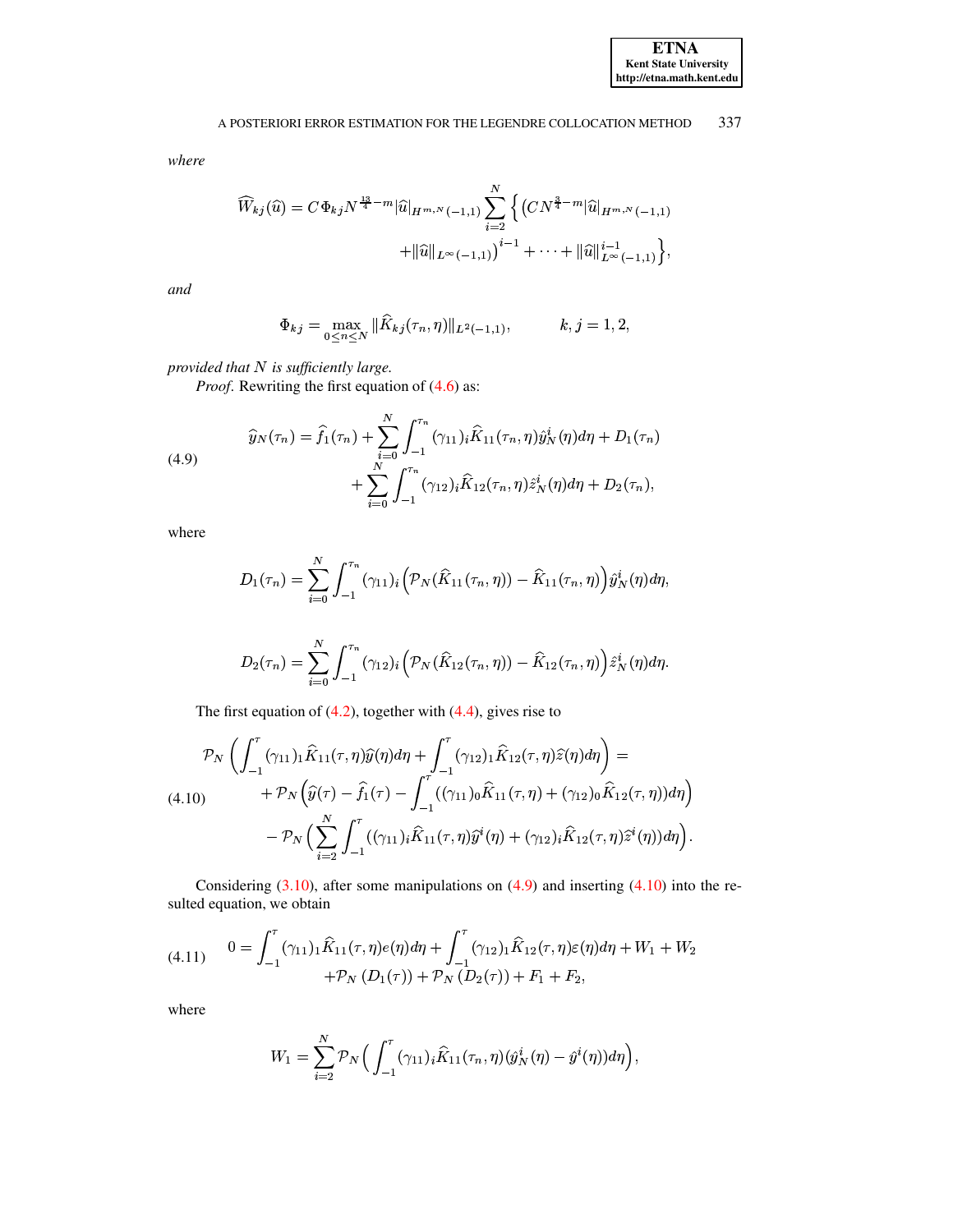*where*

$$\widehat{W}_{kj}(\widehat{u}) = C\Phi_{kj}N^{\frac{13}{4}-m}|\widehat{u}|_{H^{m,N}(-1,1)}\sum_{i=2}^{N}\Big\{\big(CN^{\frac{3}{4}-m}|\widehat{u}|_{H^{m,N}(-1,1)} + \|\widehat{u}\|_{L^\infty(-1,1)}\big)^{i-1} + \cdots + \|\widehat{u}\|^{i-1}_{L^\infty(-1,1)}\Big\},$$

*and*

$$\Phi_{kj} = \max_{0\le n\le N}\|\widehat{K}_{kj}(\tau_n,\eta)\|_{L^2(-1,1)}, \qquad k,j = 1,2,$$

*provided that $N$ is sufficiently large.*

*Proof*. Rewriting the first equation of (4.6) as:

$$\widehat{y}_N(\tau_n) = \widehat{f}_1(\tau_n) + \sum_{i=0}^{N}\int_{-1}^{\tau_n}(\gamma_{11})_i\widehat{K}_{11}(\tau_n,\eta)\hat{y}_N^i(\eta)d\eta + D_1(\tau_n) + \sum_{i=0}^{N}\int_{-1}^{\tau_n}(\gamma_{12})_i\widehat{K}_{12}(\tau_n,\eta)\hat{z}_N^i(\eta)d\eta + D_2(\tau_n), \tag{4.9}$$

where

$$D_1(\tau_n) = \sum_{i=0}^{N}\int_{-1}^{\tau_n}(\gamma_{11})_i\Big(\mathcal{P}_N(\widehat{K}_{11}(\tau_n,\eta)) - \widehat{K}_{11}(\tau_n,\eta)\Big)\hat{y}_N^i(\eta)d\eta,$$

$$D_2(\tau_n) = \sum_{i=0}^{N}\int_{-1}^{\tau_n}(\gamma_{12})_i\Big(\mathcal{P}_N(\widehat{K}_{12}(\tau_n,\eta)) - \widehat{K}_{12}(\tau_n,\eta)\Big)\hat{z}_N^i(\eta)d\eta.$$

The first equation of (4.2), together with (4.4), gives rise to

$$\begin{aligned}
&\mathcal{P}_N\left(\int_{-1}^{\tau}(\gamma_{11})_1\widehat{K}_{11}(\tau,\eta)\widehat{y}(\eta)d\eta + \int_{-1}^{\tau}(\gamma_{12})_1\widehat{K}_{12}(\tau,\eta)\widehat{z}(\eta)d\eta\right) = \\
&\qquad + \mathcal{P}_N\Big(\widehat{y}(\tau) - \widehat{f}_1(\tau) - \int_{-1}^{\tau}((\gamma_{11})_0\widehat{K}_{11}(\tau,\eta) + (\gamma_{12})_0\widehat{K}_{12}(\tau,\eta))d\eta\Big) \\
&\qquad - \mathcal{P}_N\Big(\sum_{i=2}^{N}\int_{-1}^{\tau}((\gamma_{11})_i\widehat{K}_{11}(\tau,\eta)\widehat{y}^i(\eta) + (\gamma_{12})_i\widehat{K}_{12}(\tau,\eta)\widehat{z}^i(\eta))d\eta\Big).
\end{aligned} \tag{4.10}$$

Considering (3.10), after some manipulations on (4.9) and inserting (4.10) into the resulted equation, we obtain

$$0 = \int_{-1}^{\tau}(\gamma_{11})_1\widehat{K}_{11}(\tau,\eta)e(\eta)d\eta + \int_{-1}^{\tau}(\gamma_{12})_1\widehat{K}_{12}(\tau,\eta)\varepsilon(\eta)d\eta + W_1 + W_2 + \mathcal{P}_N\left(D_1(\tau)\right) + \mathcal{P}_N\left(D_2(\tau)\right) + F_1 + F_2, \tag{4.11}$$

where

$$W_1 = \sum_{i=2}^{N}\mathcal{P}_N\Big(\int_{-1}^{\tau}(\gamma_{11})_i\widehat{K}_{11}(\tau_n,\eta)(\hat{y}_N^i(\eta) - \hat{y}^i(\eta))d\eta\Big),$$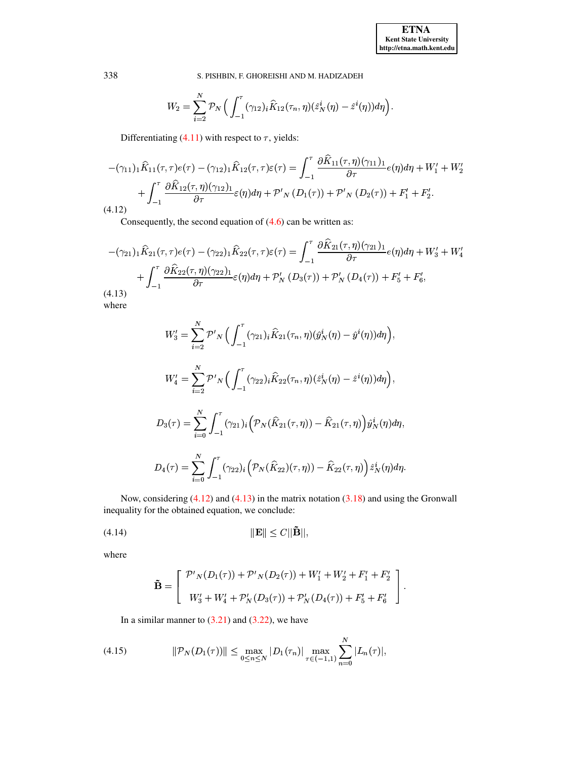$$W_2 = \sum_{i=2}^{N} \mathcal{P}_N\Big(\int_{-1}^{\tau} (\gamma_{12})_i \widehat{K}_{12}(\tau_n,\eta)(\hat{z}_N^i(\eta) - \hat{z}^i(\eta))d\eta\Big).$$

Differentiating (4.11) with respect to $\tau$, yields:

$$\begin{aligned}
-(\gamma_{11})_1 \widehat{K}_{11}(\tau,\tau)e(\tau) - (\gamma_{12})_1 \widehat{K}_{12}(\tau,\tau)\varepsilon(\tau) &= \int_{-1}^{\tau} \frac{\partial \widehat{K}_{11}(\tau,\eta)(\gamma_{11})_1}{\partial \tau} e(\eta)d\eta + W_1' + W_2' \\
&+ \int_{-1}^{\tau} \frac{\partial \widehat{K}_{12}(\tau,\eta)(\gamma_{12})_1}{\partial \tau} \varepsilon(\eta)d\eta + \mathcal{P'}_N\left(D_1(\tau)\right) + \mathcal{P'}_N\left(D_2(\tau)\right) + F_1' + F_2'.
\end{aligned} \tag{4.12}$$

Consequently, the second equation of (4.6) can be written as:

$$\begin{aligned}
-(\gamma_{21})_1 \widehat{K}_{21}(\tau,\tau)e(\tau) - (\gamma_{22})_1 \widehat{K}_{22}(\tau,\tau)\varepsilon(\tau) &= \int_{-1}^{\tau} \frac{\partial \widehat{K}_{21}(\tau,\eta)(\gamma_{21})_1}{\partial \tau} e(\eta)d\eta + W_3' + W_4' \\
&+ \int_{-1}^{\tau} \frac{\partial \widehat{K}_{22}(\tau,\eta)(\gamma_{22})_1}{\partial \tau} \varepsilon(\eta)d\eta + \mathcal{P}_N'\left(D_3(\tau)\right) + \mathcal{P}_N'\left(D_4(\tau)\right) + F_5' + F_6',
\end{aligned} \tag{4.13}$$

where

$$W_3' = \sum_{i=2}^{N} \mathcal{P'}_N\Big(\int_{-1}^{\tau} (\gamma_{21})_i \widehat{K}_{21}(\tau_n,\eta)(\hat{y}_N^i(\eta) - \hat{y}^i(\eta))d\eta\Big),$$

$$W_4' = \sum_{i=2}^{N} \mathcal{P'}_N\Big(\int_{-1}^{\tau} (\gamma_{22})_i \widehat{K}_{22}(\tau_n,\eta)(\hat{z}_N^i(\eta) - \hat{z}^i(\eta))d\eta\Big),$$

$$D_3(\tau) = \sum_{i=0}^{N} \int_{-1}^{\tau} (\gamma_{21})_i \Big(\mathcal{P}_N(\widehat{K}_{21}(\tau,\eta)) - \widehat{K}_{21}(\tau,\eta)\Big)\hat{y}_N^i(\eta)d\eta,$$

$$D_4(\tau) = \sum_{i=0}^{N} \int_{-1}^{\tau} (\gamma_{22})_i \Big(\mathcal{P}_N(\widehat{K}_{22})(\tau,\eta)) - \widehat{K}_{22}(\tau,\eta)\Big)\hat{z}_N^i(\eta)d\eta.$$

Now, considering (4.12) and (4.13) in the matrix notation (3.18) and using the Gronwall inequality for the obtained equation, we conclude:

$$\|\mathbf{E}\| \leq C||\tilde{\mathbf{B}}||, \tag{4.14}$$

where

$$\tilde{\mathbf{B}} = \left[\begin{array}{c} \mathcal{P'}_N(D_1(\tau)) + \mathcal{P'}_N(D_2(\tau)) + W_1' + W_2' + F_1' + F_2' \\ \\ W_3' + W_4' + \mathcal{P}_N'(D_3(\tau)) + \mathcal{P}_N'(D_4(\tau)) + F_5' + F_6' \end{array}\right].$$

In a similar manner to (3.21) and (3.22), we have

$$\|\mathcal{P}_N(D_1(\tau))\| \leq \max_{0\leq n\leq N} |D_1(\tau_n)| \max_{\tau\in(-1,1)} \sum_{n=0}^{N} |L_n(\tau)|, \tag{4.15}$$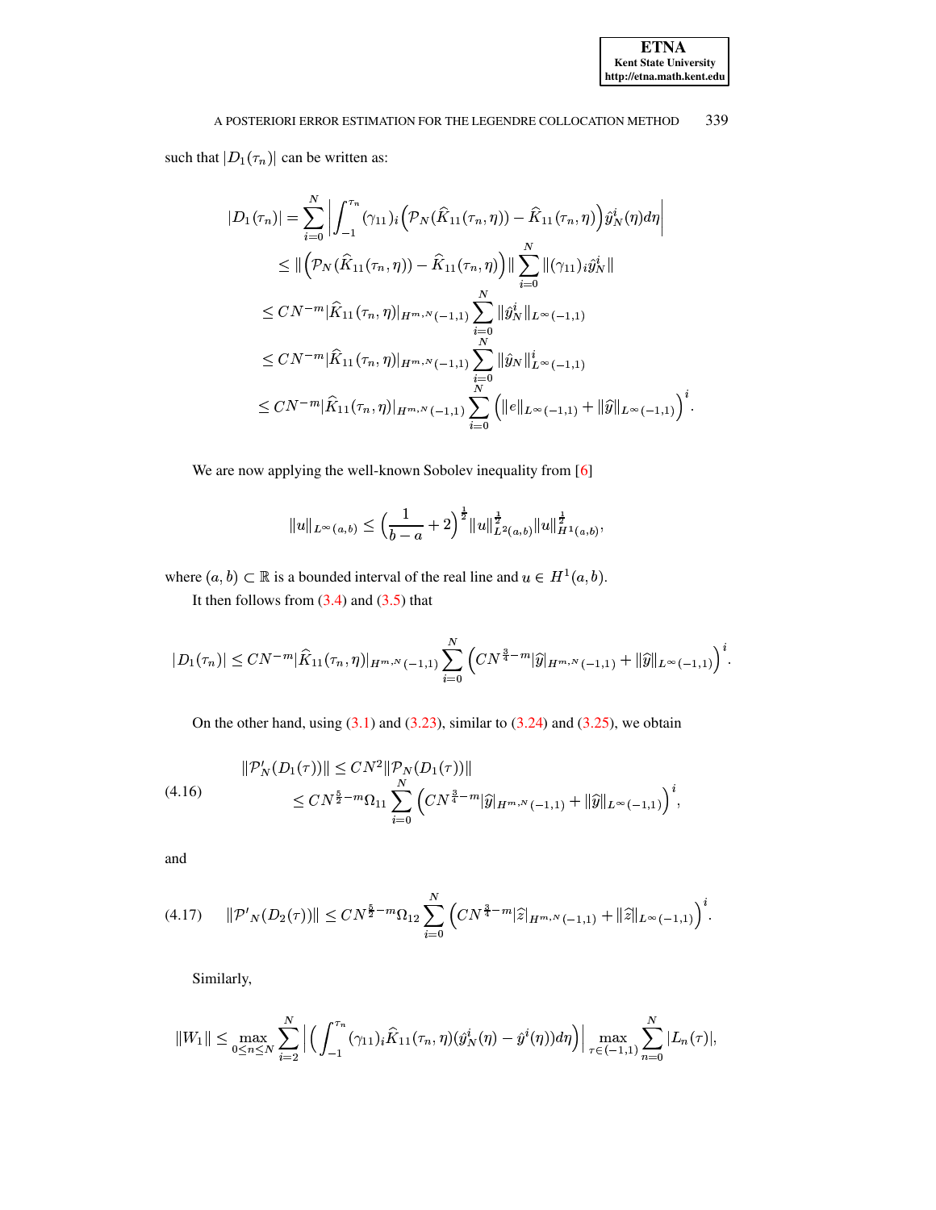such that $|D_1(\tau_n)|$ can be written as:

$$
\begin{aligned}
|D_1(\tau_n)| &= \sum_{i=0}^{N} \left| \int_{-1}^{\tau_n} (\gamma_{11})_i \Big( \mathcal{P}_N(\widehat{K}_{11}(\tau_n,\eta)) - \widehat{K}_{11}(\tau_n,\eta) \Big) \hat{y}_N^i(\eta) d\eta \right| \\
&\leq \| \Big( \mathcal{P}_N(\widehat{K}_{11}(\tau_n,\eta)) - \widehat{K}_{11}(\tau_n,\eta) \Big) \| \sum_{i=0}^{N} \|(\gamma_{11})_i \hat{y}_N^i\| \\
&\leq CN^{-m} |\widehat{K}_{11}(\tau_n,\eta)|_{H^{m,N}(-1,1)} \sum_{i=0}^{N} \|\hat{y}_N^i\|_{L^\infty(-1,1)} \\
&\leq CN^{-m} |\widehat{K}_{11}(\tau_n,\eta)|_{H^{m,N}(-1,1)} \sum_{i=0}^{N} \|\hat{y}_N\|_{L^\infty(-1,1)}^i \\
&\leq CN^{-m} |\widehat{K}_{11}(\tau_n,\eta)|_{H^{m,N}(-1,1)} \sum_{i=0}^{N} \Big( \|e\|_{L^\infty(-1,1)} + \|\widehat{y}\|_{L^\infty(-1,1)} \Big)^i .
\end{aligned}
$$

We are now applying the well-known Sobolev inequality from [6]

$$
\|u\|_{L^\infty(a,b)} \leq \Big( \frac{1}{b-a} + 2 \Big)^{\frac{1}{2}} \|u\|_{L^2(a,b)}^{\frac{1}{2}} \|u\|_{H^1(a,b)}^{\frac{1}{2}},
$$

where $(a,b) \subset \mathbb{R}$ is a bounded interval of the real line and $u \in H^1(a,b)$.

It then follows from (3.4) and (3.5) that

$$
|D_1(\tau_n)| \leq CN^{-m} |\widehat{K}_{11}(\tau_n,\eta)|_{H^{m,N}(-1,1)} \sum_{i=0}^{N} \Big( CN^{\frac{3}{4}-m} |\widehat{y}|_{H^{m,N}(-1,1)} + \|\widehat{y}\|_{L^\infty(-1,1)} \Big)^i .
$$

On the other hand, using (3.1) and (3.23), similar to (3.24) and (3.25), we obtain

$$
\begin{aligned}
\|\mathcal{P}_N'(D_1(\tau))\| &\leq CN^2 \|\mathcal{P}_N(D_1(\tau))\| \\
&\leq CN^{\frac{5}{2}-m} \Omega_{11} \sum_{i=0}^{N} \Big( CN^{\frac{3}{4}-m} |\widehat{y}|_{H^{m,N}(-1,1)} + \|\widehat{y}\|_{L^\infty(-1,1)} \Big)^i ,
\end{aligned}
\tag{4.16}
$$

and

$$
\|\mathcal{P}'_N(D_2(\tau))\| \leq CN^{\frac{5}{2}-m} \Omega_{12} \sum_{i=0}^{N} \Big( CN^{\frac{3}{4}-m} |\widehat{z}|_{H^{m,N}(-1,1)} + \|\widehat{z}\|_{L^\infty(-1,1)} \Big)^i . \tag{4.17}
$$

Similarly,

$$
\|W_1\| \leq \max_{0 \leq n \leq N} \sum_{i=2}^{N} \Big| \Big( \int_{-1}^{\tau_n} (\gamma_{11})_i \widehat{K}_{11}(\tau_n,\eta) (\hat{y}_N^i(\eta) - \hat{y}^i(\eta)) d\eta \Big) \Big| \max_{\tau \in (-1,1)} \sum_{n=0}^{N} |L_n(\tau)|,
$$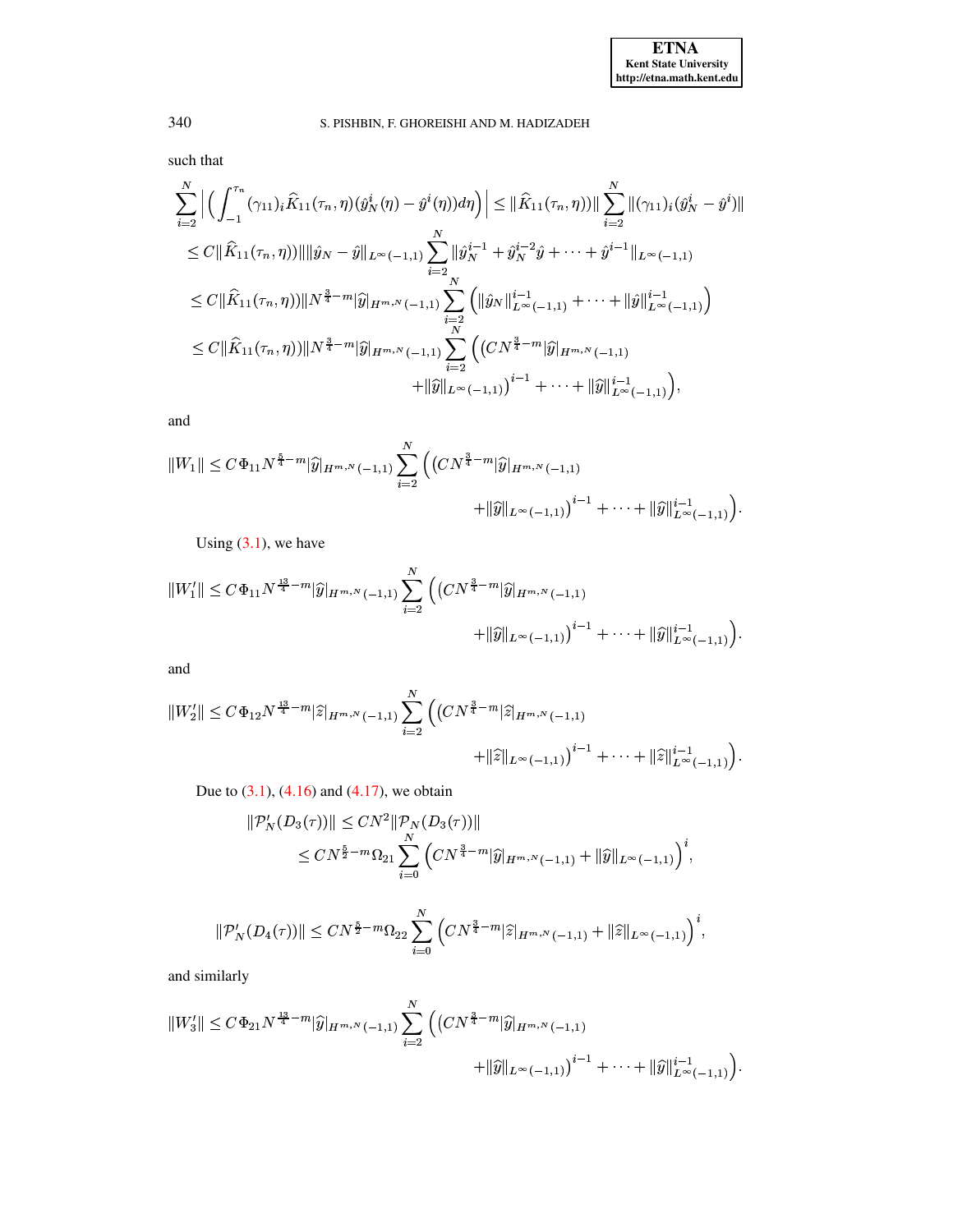such that

$$
\begin{aligned}
\sum_{i=2}^{N}\Big|\Big(\int_{-1}^{\tau_n}(\gamma_{11})_i\widehat{K}_{11}(\tau_n,\eta)(\hat{y}_N^i(\eta)-\hat{y}^i(\eta))d\eta\Big)\Big| &\le \|\widehat{K}_{11}(\tau_n,\eta))\|\sum_{i=2}^{N}\|(\gamma_{11})_i(\hat{y}_N^i-\hat{y}^i)\| \\
&\le C\|\widehat{K}_{11}(\tau_n,\eta))\|\|\hat{y}_N-\hat{y}\|_{L^\infty(-1,1)}\sum_{i=2}^{N}\|\hat{y}_N^{i-1}+\hat{y}_N^{i-2}\hat{y}+\cdots+\hat{y}^{i-1}\|_{L^\infty(-1,1)} \\
&\le C\|\widehat{K}_{11}(\tau_n,\eta))\|N^{\frac{3}{4}-m}|\widehat{y}|_{H^{m,N}(-1,1)}\sum_{i=2}^{N}\Big(\|\hat{y}_N\|_{L^\infty(-1,1)}^{i-1}+\cdots+\|\hat{y}\|_{L^\infty(-1,1)}^{i-1}\Big) \\
&\le C\|\widehat{K}_{11}(\tau_n,\eta))\|N^{\frac{3}{4}-m}|\widehat{y}|_{H^{m,N}(-1,1)}\sum_{i=2}^{N}\Big(\big(CN^{\frac{3}{4}-m}|\widehat{y}|_{H^{m,N}(-1,1)} \\
&\qquad +\|\widehat{y}\|_{L^\infty(-1,1)}\big)^{i-1}+\cdots+\|\widehat{y}\|_{L^\infty(-1,1)}^{i-1}\Big),
\end{aligned}
$$

and

$$
\|W_1\| \le C\,\Phi_{11}N^{\frac{5}{4}-m}|\widehat{y}|_{H^{m,N}(-1,1)}\sum_{i=2}^{N}\Big(\big(CN^{\frac{3}{4}-m}|\widehat{y}|_{H^{m,N}(-1,1)} +\|\widehat{y}\|_{L^\infty(-1,1)}\big)^{i-1}+\cdots+\|\widehat{y}\|_{L^\infty(-1,1)}^{i-1}\Big).
$$

Using (3.1), we have

$$
\|W_1'\| \le C\,\Phi_{11}N^{\frac{13}{4}-m}|\widehat{y}|_{H^{m,N}(-1,1)}\sum_{i=2}^{N}\Big(\big(CN^{\frac{3}{4}-m}|\widehat{y}|_{H^{m,N}(-1,1)} +\|\widehat{y}\|_{L^\infty(-1,1)}\big)^{i-1}+\cdots+\|\widehat{y}\|_{L^\infty(-1,1)}^{i-1}\Big).
$$

and

$$
\|W_2'\| \le C\,\Phi_{12}N^{\frac{13}{4}-m}|\widehat{z}|_{H^{m,N}(-1,1)}\sum_{i=2}^{N}\Big(\big(CN^{\frac{3}{4}-m}|\widehat{z}|_{H^{m,N}(-1,1)} +\|\widehat{z}\|_{L^\infty(-1,1)}\big)^{i-1}+\cdots+\|\widehat{z}\|_{L^\infty(-1,1)}^{i-1}\Big).
$$

Due to (3.1), (4.16) and (4.17), we obtain

$$
\begin{aligned}
\|\mathcal{P}_N'(D_3(\tau))\| &\le CN^2\|\mathcal{P}_N(D_3(\tau))\| \\
&\le CN^{\frac{5}{2}-m}\Omega_{21}\sum_{i=0}^{N}\Big(CN^{\frac{3}{4}-m}|\widehat{y}|_{H^{m,N}(-1,1)}+\|\widehat{y}\|_{L^\infty(-1,1)}\Big)^i,
\end{aligned}
$$

$$
\|\mathcal{P}_N'(D_4(\tau))\| \le CN^{\frac{5}{2}-m}\Omega_{22}\sum_{i=0}^{N}\Big(CN^{\frac{3}{4}-m}|\widehat{z}|_{H^{m,N}(-1,1)}+\|\widehat{z}\|_{L^\infty(-1,1)}\Big)^i,
$$

and similarly

$$
\|W_3'\| \le C\,\Phi_{21}N^{\frac{13}{4}-m}|\widehat{y}|_{H^{m,N}(-1,1)}\sum_{i=2}^{N}\Big(\big(CN^{\frac{3}{4}-m}|\widehat{y}|_{H^{m,N}(-1,1)} +\|\widehat{y}\|_{L^\infty(-1,1)}\big)^{i-1}+\cdots+\|\widehat{y}\|_{L^\infty(-1,1)}^{i-1}\Big).
$$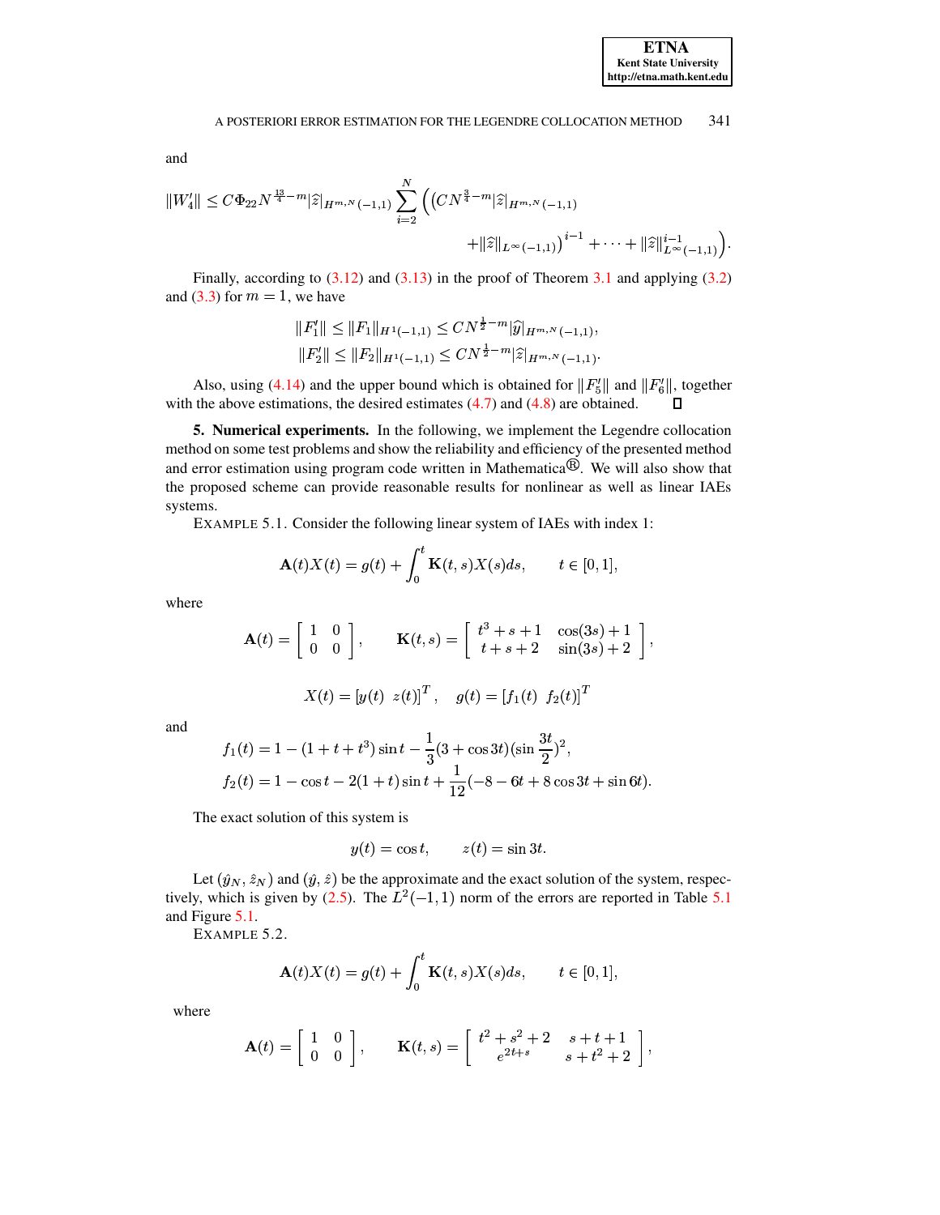and

$$\|W_4'\| \leq C\Phi_{22} N^{\frac{13}{4}-m} |\widehat{z}|_{H^{m,N}(-1,1)} \sum_{i=2}^{N} \Big( \big( CN^{\frac{3}{4}-m} |\widehat{z}|_{H^{m,N}(-1,1)} + \|\widehat{z}\|_{L^\infty(-1,1)} \big)^{i-1} + \cdots + \|\widehat{z}\|_{L^\infty(-1,1)}^{i-1} \Big).$$

Finally, according to (3.12) and (3.13) in the proof of Theorem 3.1 and applying (3.2) and (3.3) for $m = 1$, we have

$$\|F_1'\| \leq \|F_1\|_{H^1(-1,1)} \leq CN^{\frac{1}{2}-m} |\widehat{y}|_{H^{m,N}(-1,1)},$$
$$\|F_2'\| \leq \|F_2\|_{H^1(-1,1)} \leq CN^{\frac{1}{2}-m} |\widehat{z}|_{H^{m,N}(-1,1)}.$$

Also, using (4.14) and the upper bound which is obtained for $\|F_5'\|$ and $\|F_6'\|$, together with the above estimations, the desired estimates (4.7) and (4.8) are obtained. □

**5. Numerical experiments.** In the following, we implement the Legendre collocation method on some test problems and show the reliability and efficiency of the presented method and error estimation using program code written in Mathematica®. We will also show that the proposed scheme can provide reasonable results for nonlinear as well as linear IAEs systems.

EXAMPLE 5.1. Consider the following linear system of IAEs with index 1:

$$\mathbf{A}(t)X(t) = g(t) + \int_0^t \mathbf{K}(t,s)X(s)ds, \qquad t \in [0,1],$$

where

$$\mathbf{A}(t) = \begin{bmatrix} 1 & 0 \\ 0 & 0 \end{bmatrix}, \qquad \mathbf{K}(t,s) = \begin{bmatrix} t^3+s+1 & \cos(3s)+1 \\ t+s+2 & \sin(3s)+2 \end{bmatrix},$$

$$X(t) = [y(t) \;\; z(t)]^T, \quad g(t) = [f_1(t) \;\; f_2(t)]^T$$

and

$$f_1(t) = 1 - (1+t+t^3)\sin t - \frac{1}{3}(3+\cos 3t)(\sin\frac{3t}{2})^2,$$
$$f_2(t) = 1 - \cos t - 2(1+t)\sin t + \frac{1}{12}(-8 - 6t + 8\cos 3t + \sin 6t).$$

The exact solution of this system is

$$y(t) = \cos t, \qquad z(t) = \sin 3t.$$

Let $(\hat{y}_N, \hat{z}_N)$ and $(\hat{y}, \hat{z})$ be the approximate and the exact solution of the system, respectively, which is given by (2.5). The $L^2(-1,1)$ norm of the errors are reported in Table 5.1 and Figure 5.1.

EXAMPLE 5.2.

$$\mathbf{A}(t)X(t) = g(t) + \int_0^t \mathbf{K}(t,s)X(s)ds, \qquad t \in [0,1],$$

where

$$\mathbf{A}(t) = \begin{bmatrix} 1 & 0 \\ 0 & 0 \end{bmatrix}, \qquad \mathbf{K}(t,s) = \begin{bmatrix} t^2+s^2+2 & s+t+1 \\ e^{2t+s} & s+t^2+2 \end{bmatrix},$$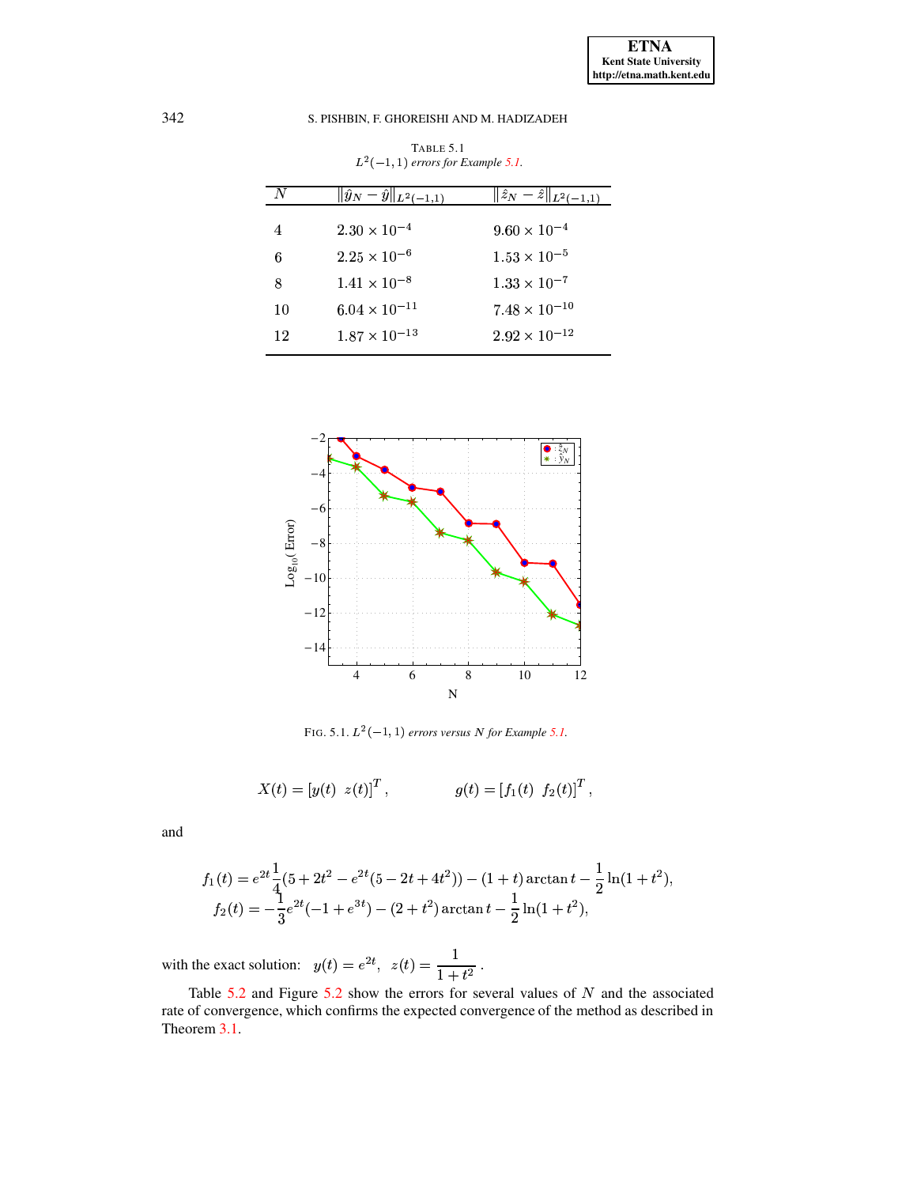TABLE 5.1
$L^2(-1,1)$ *errors for Example 5.1.*

| $N$ | $\|\hat{y}_N - \hat{y}\|_{L^2(-1,1)}$ | $\|\hat{z}_N - \hat{z}\|_{L^2(-1,1)}$ |
|---|---|---|
| 4 | $2.30 \times 10^{-4}$ | $9.60 \times 10^{-4}$ |
| 6 | $2.25 \times 10^{-6}$ | $1.53 \times 10^{-5}$ |
| 8 | $1.41 \times 10^{-8}$ | $1.33 \times 10^{-7}$ |
| 10 | $6.04 \times 10^{-11}$ | $7.48 \times 10^{-10}$ |
| 12 | $1.87 \times 10^{-13}$ | $2.92 \times 10^{-12}$ |

FIG. 5.1. $L^2(-1,1)$ *errors versus* $N$ *for Example 5.1.*

$$X(t) = [y(t) \;\; z(t)]^T, \qquad\qquad g(t) = [f_1(t) \;\; f_2(t)]^T,$$

and

$$f_1(t) = e^{2t}\frac{1}{4}(5 + 2t^2 - e^{2t}(5 - 2t + 4t^2)) - (1+t)\arctan t - \frac{1}{2}\ln(1+t^2),$$
$$f_2(t) = -\frac{1}{3}e^{2t}(-1 + e^{3t}) - (2+t^2)\arctan t - \frac{1}{2}\ln(1+t^2),$$

with the exact solution: $\;y(t) = e^{2t},\;\; z(t) = \dfrac{1}{1+t^2}$.

Table 5.2 and Figure 5.2 show the errors for several values of $N$ and the associated rate of convergence, which confirms the expected convergence of the method as described in Theorem 3.1.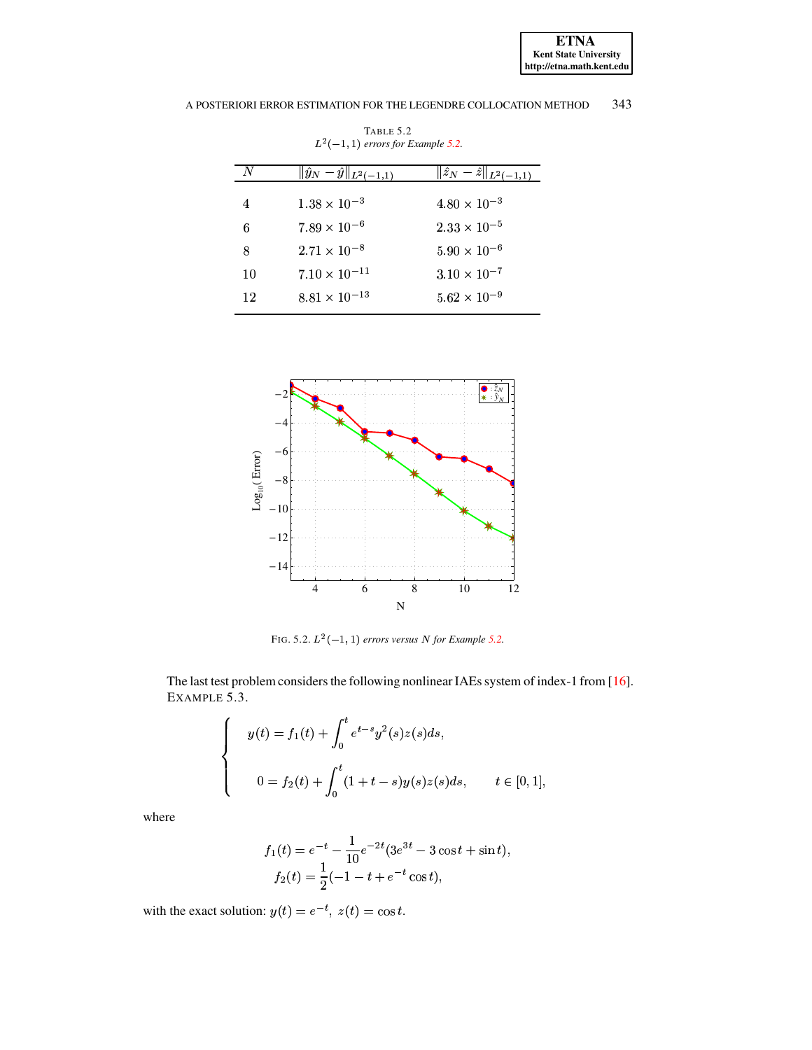TABLE 5.2
$L^2(-1,1)$ *errors for Example 5.2.*

| $N$ | $\|\hat{y}_N - \hat{y}\|_{L^2(-1,1)}$ | $\|\hat{z}_N - \hat{z}\|_{L^2(-1,1)}$ |
|---|---|---|
| 4 | $1.38 \times 10^{-3}$ | $4.80 \times 10^{-3}$ |
| 6 | $7.89 \times 10^{-6}$ | $2.33 \times 10^{-5}$ |
| 8 | $2.71 \times 10^{-8}$ | $5.90 \times 10^{-6}$ |
| 10 | $7.10 \times 10^{-11}$ | $3.10 \times 10^{-7}$ |
| 12 | $8.81 \times 10^{-13}$ | $5.62 \times 10^{-9}$ |

FIG. 5.2. $L^2(-1,1)$ *errors versus N for Example 5.2.*

The last test problem considers the following nonlinear IAEs system of index-1 from [16].

EXAMPLE 5.3.

$$
\begin{cases}
y(t) = f_1(t) + \displaystyle\int_0^t e^{t-s} y^2(s) z(s) ds, \\
0 = f_2(t) + \displaystyle\int_0^t (1 + t - s) y(s) z(s) ds, \qquad t \in [0, 1],
\end{cases}
$$

where

$$
f_1(t) = e^{-t} - \frac{1}{10} e^{-2t} (3e^{3t} - 3\cos t + \sin t),
$$
$$
f_2(t) = \frac{1}{2}(-1 - t + e^{-t}\cos t),
$$

with the exact solution: $y(t) = e^{-t},\ z(t) = \cos t$.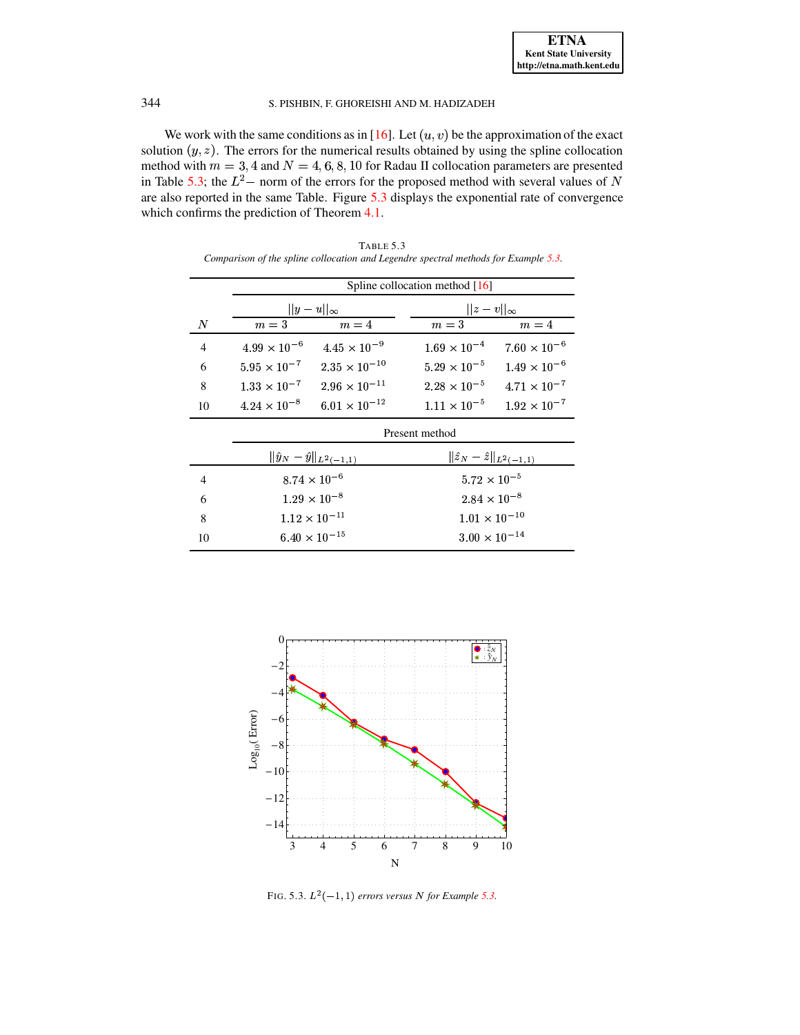We work with the same conditions as in [16]. Let $(u, v)$ be the approximation of the exact solution $(y, z)$. The errors for the numerical results obtained by using the spline collocation method with $m = 3, 4$ and $N = 4, 6, 8, 10$ for Radau II collocation parameters are presented in Table 5.3; the $L^2-$ norm of the errors for the proposed method with several values of $N$ are also reported in the same Table. Figure 5.3 displays the exponential rate of convergence which confirms the prediction of Theorem 4.1.

TABLE 5.3
*Comparison of the spline collocation and Legendre spectral methods for Example 5.3.*

| | Spline collocation method [16] | | | |
|---|---|---|---|---|
| | $\|\|y-u\|\|_\infty$ | | $\|\|z-v\|\|_\infty$ | |
| $N$ | $m=3$ | $m=4$ | $m=3$ | $m=4$ |
| 4 | $4.99 \times 10^{-6}$ | $4.45 \times 10^{-9}$ | $1.69 \times 10^{-4}$ | $7.60 \times 10^{-6}$ |
| 6 | $5.95 \times 10^{-7}$ | $2.35 \times 10^{-10}$ | $5.29 \times 10^{-5}$ | $1.49 \times 10^{-6}$ |
| 8 | $1.33 \times 10^{-7}$ | $2.96 \times 10^{-11}$ | $2.28 \times 10^{-5}$ | $4.71 \times 10^{-7}$ |
| 10 | $4.24 \times 10^{-8}$ | $6.01 \times 10^{-12}$ | $1.11 \times 10^{-5}$ | $1.92 \times 10^{-7}$ |
| | Present method | | | |
| | $\|\|\hat{y}_N - \hat{y}\|\|_{L^2(-1,1)}$ | | $\|\|\hat{z}_N - \hat{z}\|\|_{L^2(-1,1)}$ | |
| 4 | $8.74 \times 10^{-6}$ | | $5.72 \times 10^{-5}$ | |
| 6 | $1.29 \times 10^{-8}$ | | $2.84 \times 10^{-8}$ | |
| 8 | $1.12 \times 10^{-11}$ | | $1.01 \times 10^{-10}$ | |
| 10 | $6.40 \times 10^{-15}$ | | $3.00 \times 10^{-14}$ | |

FIG. 5.3. $L^2(-1,1)$ *errors versus* $N$ *for Example 5.3.*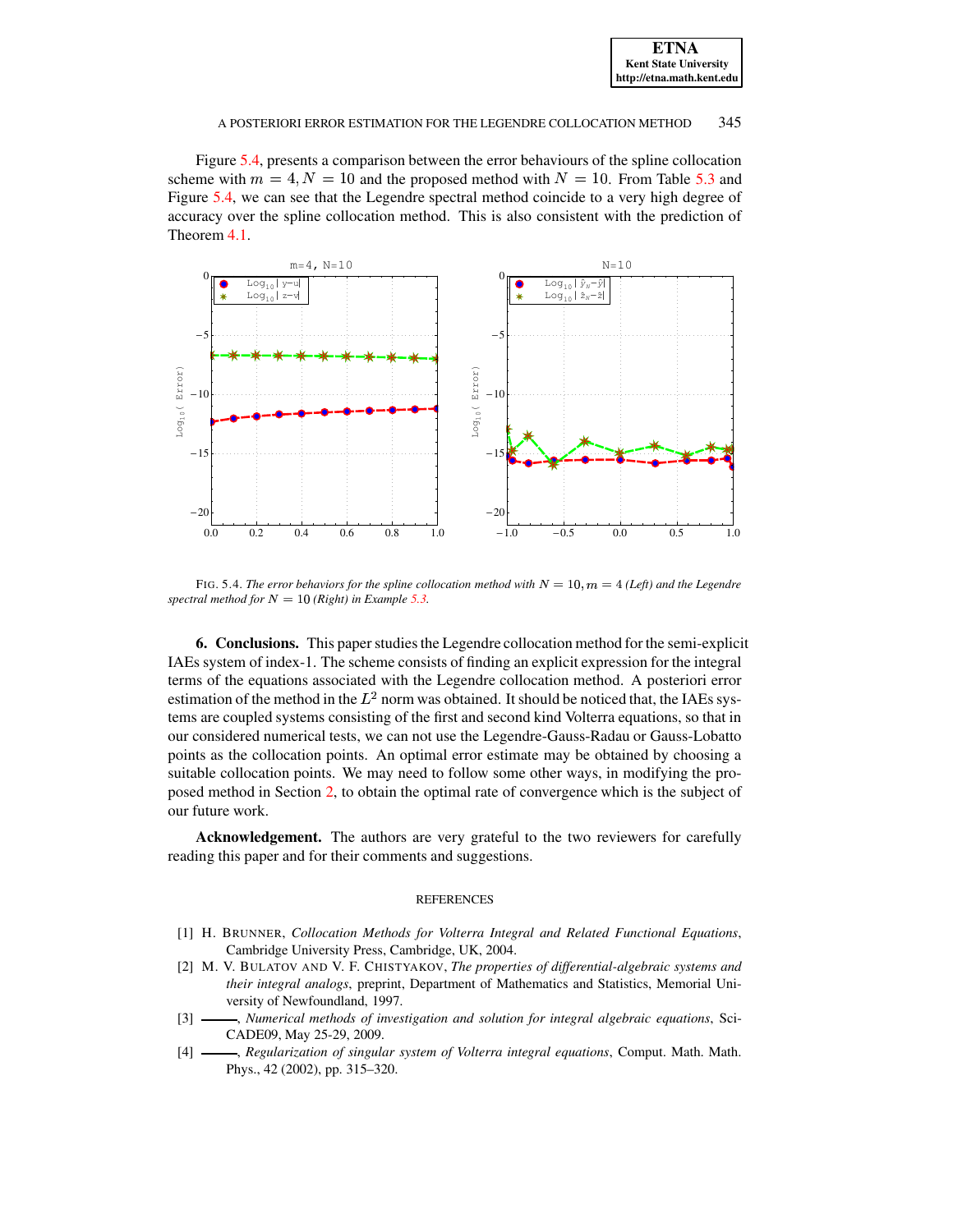Figure 5.4, presents a comparison between the error behaviours of the spline collocation scheme with $m = 4, N = 10$ and the proposed method with $N = 10$. From Table 5.3 and Figure 5.4, we can see that the Legendre spectral method coincide to a very high degree of accuracy over the spline collocation method. This is also consistent with the prediction of Theorem 4.1.

FIG. 5.4. *The error behaviors for the spline collocation method with $N = 10, m = 4$ (Left) and the Legendre spectral method for $N = 10$ (Right) in Example 5.3.*

**6. Conclusions.** This paper studies the Legendre collocation method for the semi-explicit IAEs system of index-1. The scheme consists of finding an explicit expression for the integral terms of the equations associated with the Legendre collocation method. A posteriori error estimation of the method in the $L^2$ norm was obtained. It should be noticed that, the IAEs systems are coupled systems consisting of the first and second kind Volterra equations, so that in our considered numerical tests, we can not use the Legendre-Gauss-Radau or Gauss-Lobatto points as the collocation points. An optimal error estimate may be obtained by choosing a suitable collocation points. We may need to follow some other ways, in modifying the proposed method in Section 2, to obtain the optimal rate of convergence which is the subject of our future work.

**Acknowledgement.** The authors are very grateful to the two reviewers for carefully reading this paper and for their comments and suggestions.

## REFERENCES

[1] H. BRUNNER, *Collocation Methods for Volterra Integral and Related Functional Equations*, Cambridge University Press, Cambridge, UK, 2004.

[2] M. V. BULATOV AND V. F. CHISTYAKOV, *The properties of differential-algebraic systems and their integral analogs*, preprint, Department of Mathematics and Statistics, Memorial University of Newfoundland, 1997.

[3] ———, *Numerical methods of investigation and solution for integral algebraic equations*, SciCADE09, May 25-29, 2009.

[4] ———, *Regularization of singular system of Volterra integral equations*, Comput. Math. Math. Phys., 42 (2002), pp. 315–320.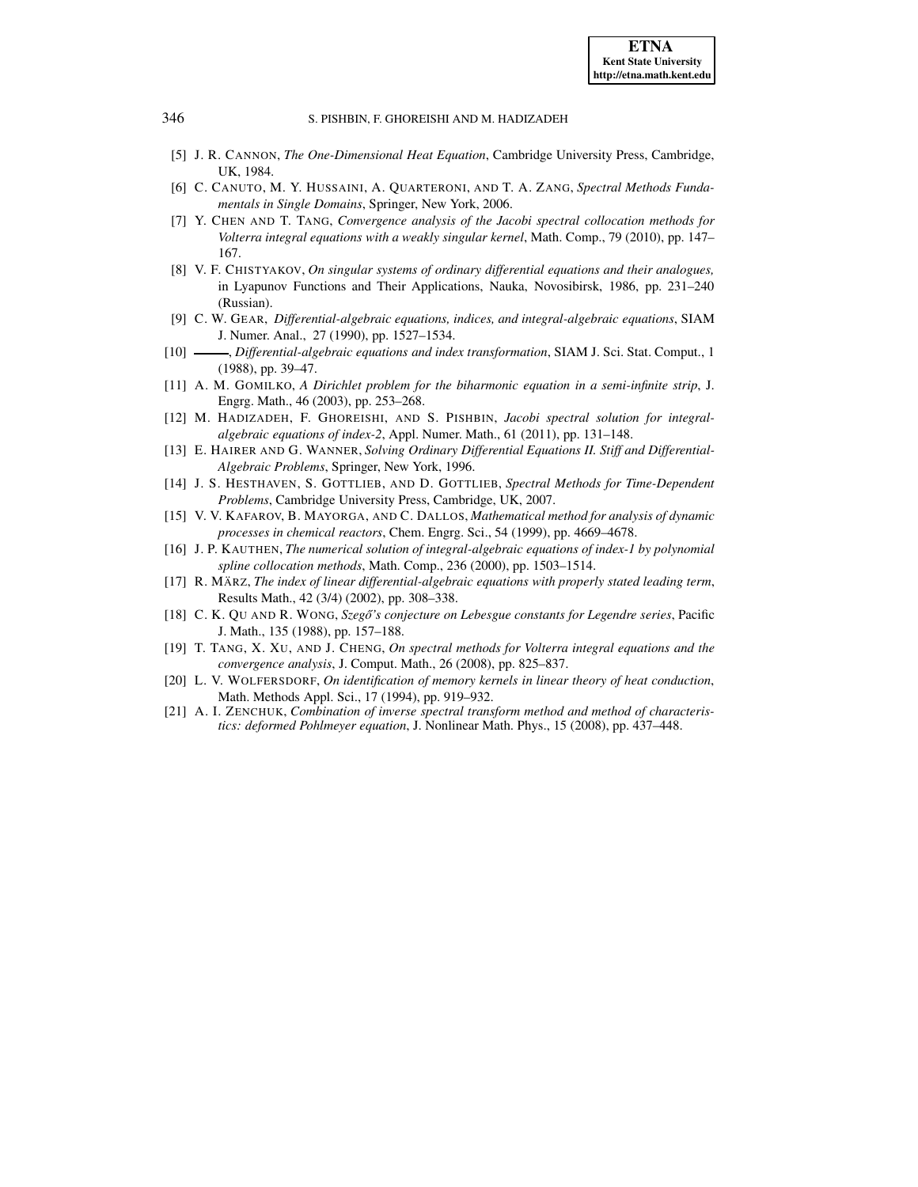[5] J. R. CANNON, *The One-Dimensional Heat Equation*, Cambridge University Press, Cambridge, UK, 1984.

[6] C. CANUTO, M. Y. HUSSAINI, A. QUARTERONI, AND T. A. ZANG, *Spectral Methods Fundamentals in Single Domains*, Springer, New York, 2006.

[7] Y. CHEN AND T. TANG, *Convergence analysis of the Jacobi spectral collocation methods for Volterra integral equations with a weakly singular kernel*, Math. Comp., 79 (2010), pp. 147–167.

[8] V. F. CHISTYAKOV, *On singular systems of ordinary differential equations and their analogues,* in Lyapunov Functions and Their Applications, Nauka, Novosibirsk, 1986, pp. 231–240 (Russian).

[9] C. W. GEAR, *Differential-algebraic equations, indices, and integral-algebraic equations*, SIAM J. Numer. Anal., 27 (1990), pp. 1527–1534.

[10] ———, *Differential-algebraic equations and index transformation*, SIAM J. Sci. Stat. Comput., 1 (1988), pp. 39–47.

[11] A. M. GOMILKO, *A Dirichlet problem for the biharmonic equation in a semi-infinite strip*, J. Engrg. Math., 46 (2003), pp. 253–268.

[12] M. HADIZADEH, F. GHOREISHI, AND S. PISHBIN, *Jacobi spectral solution for integral-algebraic equations of index-2*, Appl. Numer. Math., 61 (2011), pp. 131–148.

[13] E. HAIRER AND G. WANNER, *Solving Ordinary Differential Equations II. Stiff and Differential-Algebraic Problems*, Springer, New York, 1996.

[14] J. S. HESTHAVEN, S. GOTTLIEB, AND D. GOTTLIEB, *Spectral Methods for Time-Dependent Problems*, Cambridge University Press, Cambridge, UK, 2007.

[15] V. V. KAFAROV, B. MAYORGA, AND C. DALLOS, *Mathematical method for analysis of dynamic processes in chemical reactors*, Chem. Engrg. Sci., 54 (1999), pp. 4669–4678.

[16] J. P. KAUTHEN, *The numerical solution of integral-algebraic equations of index-1 by polynomial spline collocation methods*, Math. Comp., 236 (2000), pp. 1503–1514.

[17] R. MÄRZ, *The index of linear differential-algebraic equations with properly stated leading term*, Results Math., 42 (3/4) (2002), pp. 308–338.

[18] C. K. QU AND R. WONG, *Szegő's conjecture on Lebesgue constants for Legendre series*, Pacific J. Math., 135 (1988), pp. 157–188.

[19] T. TANG, X. XU, AND J. CHENG, *On spectral methods for Volterra integral equations and the convergence analysis*, J. Comput. Math., 26 (2008), pp. 825–837.

[20] L. V. WOLFERSDORF, *On identification of memory kernels in linear theory of heat conduction*, Math. Methods Appl. Sci., 17 (1994), pp. 919–932.

[21] A. I. ZENCHUK, *Combination of inverse spectral transform method and method of characteristics: deformed Pohlmeyer equation*, J. Nonlinear Math. Phys., 15 (2008), pp. 437–448.